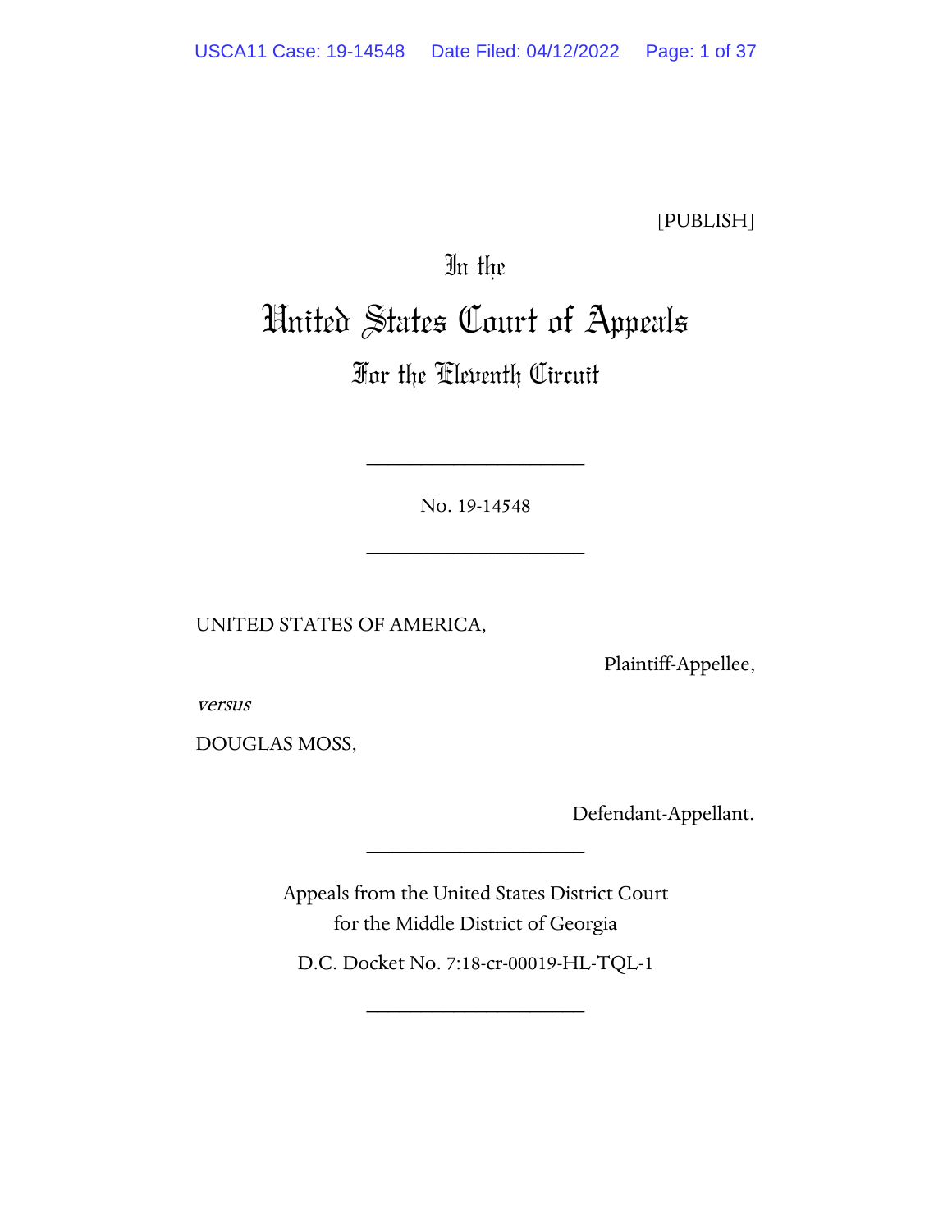[PUBLISH]

# In the
# United States Court of Appeals
## For the Eleventh Circuit

____________________

No. 19-14548

____________________

UNITED STATES OF AMERICA,

Plaintiff-Appellee,

*versus*

DOUGLAS MOSS,

Defendant-Appellant.

____________________

Appeals from the United States District Court for the Middle District of Georgia

D.C. Docket No. 7:18-cr-00019-HL-TQL-1

____________________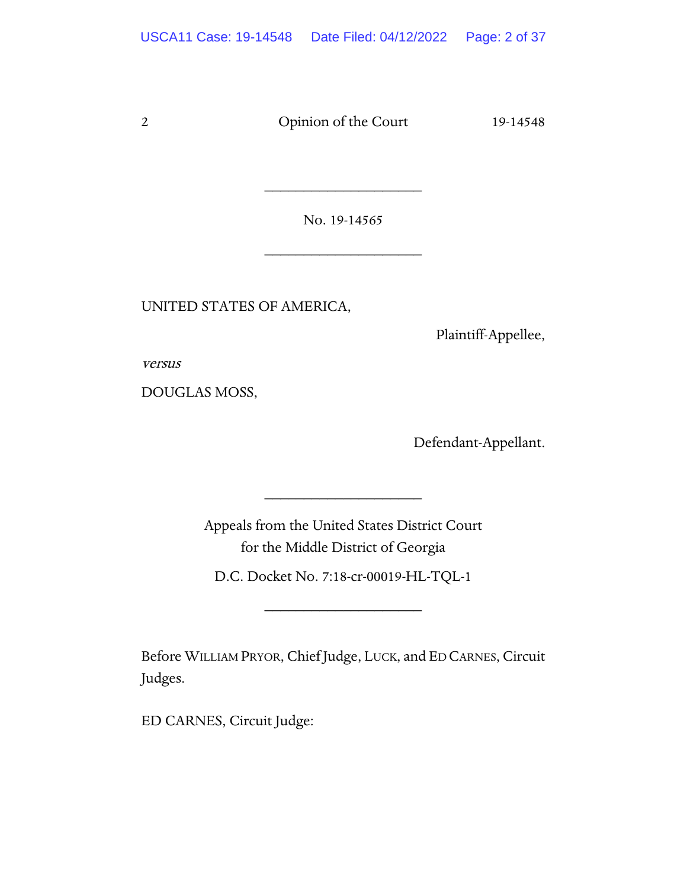No. 19-14565

UNITED STATES OF AMERICA,

Plaintiff-Appellee,

*versus*

DOUGLAS MOSS,

Defendant-Appellant.

Appeals from the United States District Court
for the Middle District of Georgia

D.C. Docket No. 7:18-cr-00019-HL-TQL-1

Before WILLIAM PRYOR, Chief Judge, LUCK, and ED CARNES, Circuit Judges.

ED CARNES, Circuit Judge: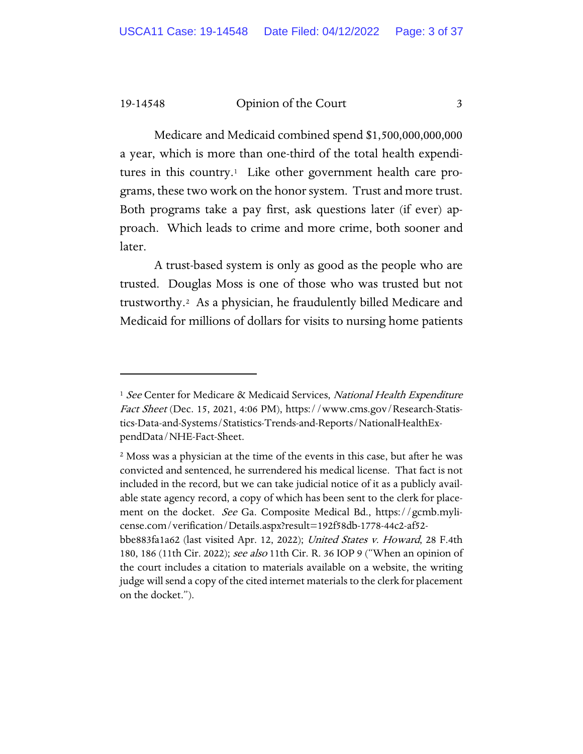Medicare and Medicaid combined spend $1,500,000,000,000 a year, which is more than one-third of the total health expenditures in this country.[1] Like other government health care programs, these two work on the honor system. Trust and more trust. Both programs take a pay first, ask questions later (if ever) approach. Which leads to crime and more crime, both sooner and later.

A trust-based system is only as good as the people who are trusted. Douglas Moss is one of those who was trusted but not trustworthy.[2] As a physician, he fraudulently billed Medicare and Medicaid for millions of dollars for visits to nursing home patients

---

[1] *See* Center for Medicare & Medicaid Services, *National Health Expenditure Fact Sheet* (Dec. 15, 2021, 4:06 PM), https://www.cms.gov/Research-Statistics-Data-and-Systems/Statistics-Trends-and-Reports/NationalHealthExpendData/NHE-Fact-Sheet.

[2] Moss was a physician at the time of the events in this case, but after he was convicted and sentenced, he surrendered his medical license. That fact is not included in the record, but we can take judicial notice of it as a publicly available state agency record, a copy of which has been sent to the clerk for placement on the docket. *See* Ga. Composite Medical Bd., https://gcmb.mylicense.com/verification/Details.aspx?result=192f58db-1778-44c2-af52-bbe883fa1a62 (last visited Apr. 12, 2022); *United States v. Howard*, 28 F.4th 180, 186 (11th Cir. 2022); *see also* 11th Cir. R. 36 IOP 9 ("When an opinion of the court includes a citation to materials available on a website, the writing judge will send a copy of the cited internet materials to the clerk for placement on the docket.").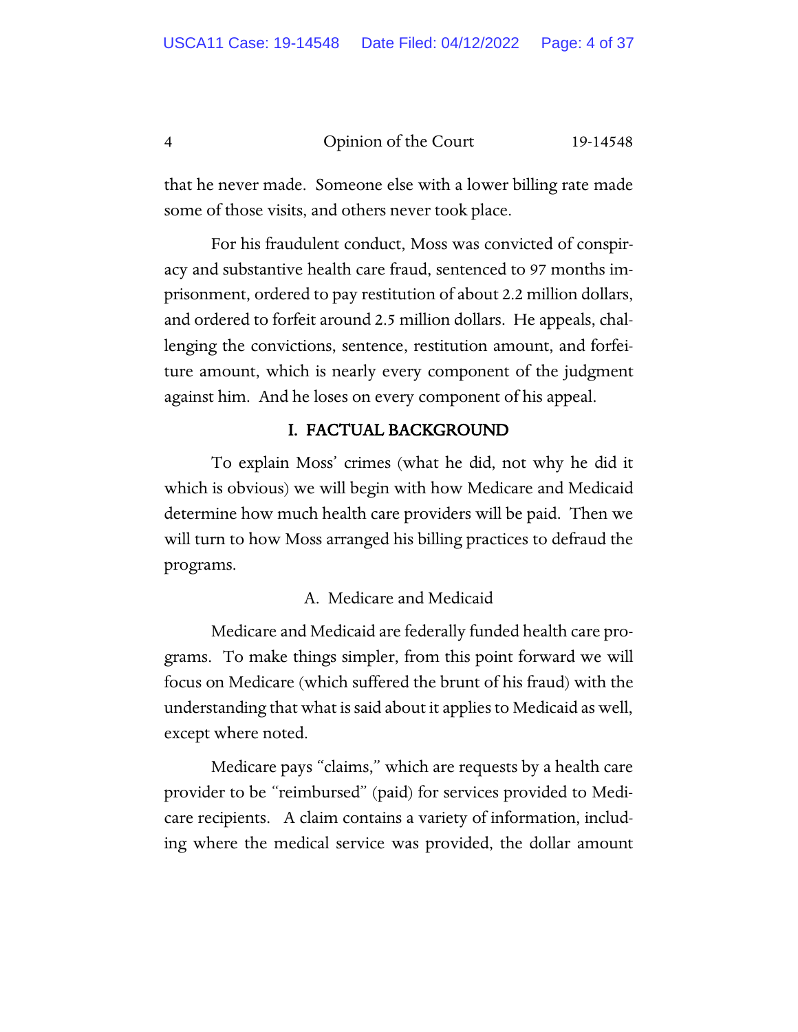that he never made. Someone else with a lower billing rate made some of those visits, and others never took place.

For his fraudulent conduct, Moss was convicted of conspiracy and substantive health care fraud, sentenced to 97 months imprisonment, ordered to pay restitution of about 2.2 million dollars, and ordered to forfeit around 2.5 million dollars. He appeals, challenging the convictions, sentence, restitution amount, and forfeiture amount, which is nearly every component of the judgment against him. And he loses on every component of his appeal.

## I. FACTUAL BACKGROUND

To explain Moss' crimes (what he did, not why he did it which is obvious) we will begin with how Medicare and Medicaid determine how much health care providers will be paid. Then we will turn to how Moss arranged his billing practices to defraud the programs.

### A. Medicare and Medicaid

Medicare and Medicaid are federally funded health care programs. To make things simpler, from this point forward we will focus on Medicare (which suffered the brunt of his fraud) with the understanding that what is said about it applies to Medicaid as well, except where noted.

Medicare pays "claims," which are requests by a health care provider to be "reimbursed" (paid) for services provided to Medicare recipients. A claim contains a variety of information, including where the medical service was provided, the dollar amount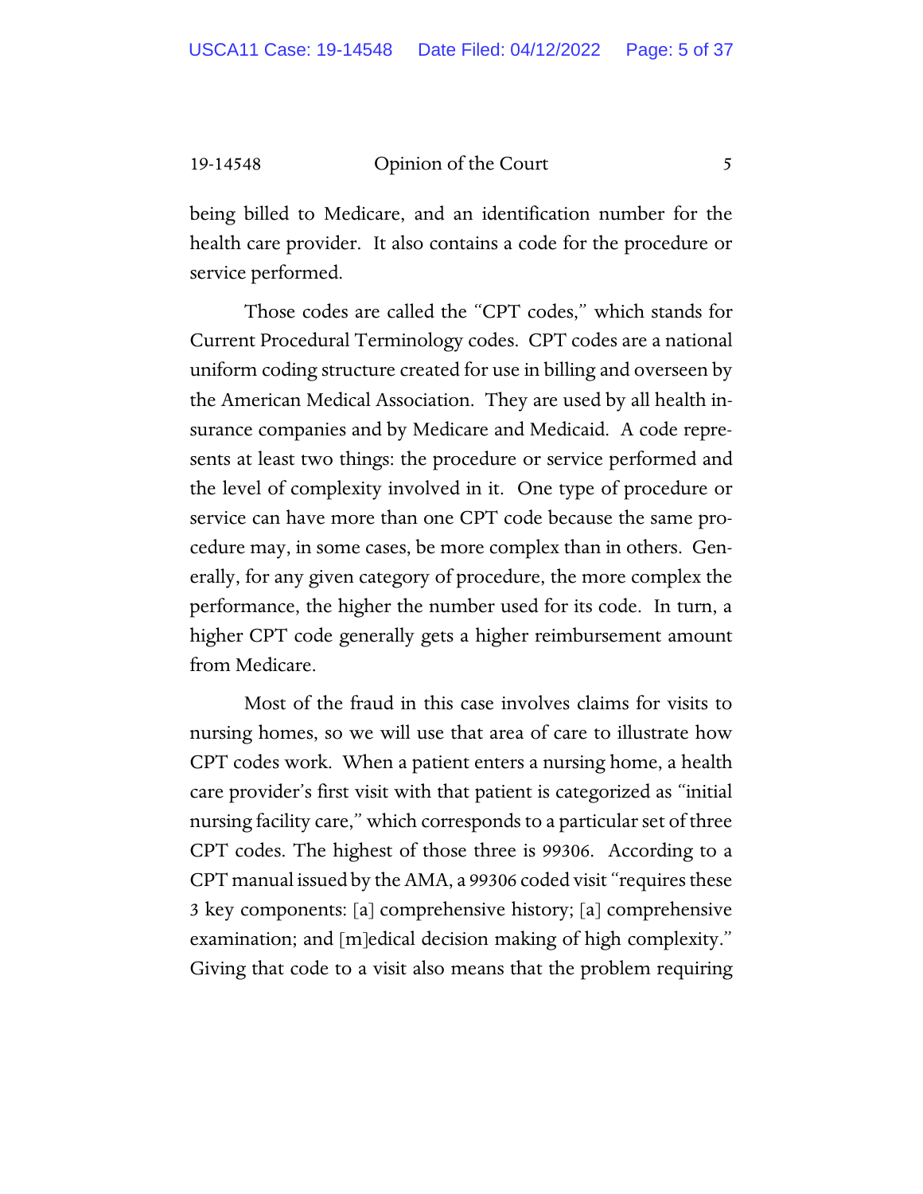being billed to Medicare, and an identification number for the health care provider. It also contains a code for the procedure or service performed.

Those codes are called the "CPT codes," which stands for Current Procedural Terminology codes. CPT codes are a national uniform coding structure created for use in billing and overseen by the American Medical Association. They are used by all health insurance companies and by Medicare and Medicaid. A code represents at least two things: the procedure or service performed and the level of complexity involved in it. One type of procedure or service can have more than one CPT code because the same procedure may, in some cases, be more complex than in others. Generally, for any given category of procedure, the more complex the performance, the higher the number used for its code. In turn, a higher CPT code generally gets a higher reimbursement amount from Medicare.

Most of the fraud in this case involves claims for visits to nursing homes, so we will use that area of care to illustrate how CPT codes work. When a patient enters a nursing home, a health care provider's first visit with that patient is categorized as "initial nursing facility care," which corresponds to a particular set of three CPT codes. The highest of those three is 99306. According to a CPT manual issued by the AMA, a 99306 coded visit "requires these 3 key components: [a] comprehensive history; [a] comprehensive examination; and [m]edical decision making of high complexity." Giving that code to a visit also means that the problem requiring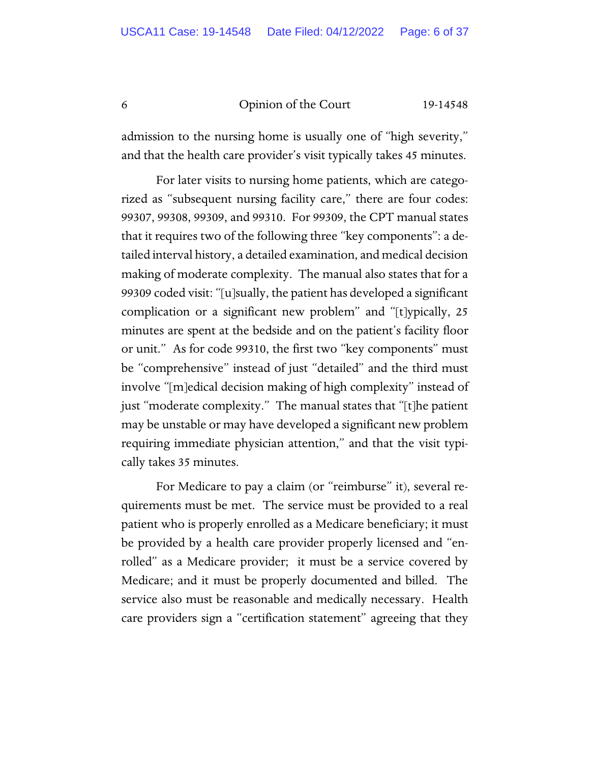admission to the nursing home is usually one of "high severity," and that the health care provider's visit typically takes 45 minutes.

For later visits to nursing home patients, which are categorized as "subsequent nursing facility care," there are four codes: 99307, 99308, 99309, and 99310. For 99309, the CPT manual states that it requires two of the following three "key components": a detailed interval history, a detailed examination, and medical decision making of moderate complexity. The manual also states that for a 99309 coded visit: "[u]sually, the patient has developed a significant complication or a significant new problem" and "[t]ypically, 25 minutes are spent at the bedside and on the patient's facility floor or unit." As for code 99310, the first two "key components" must be "comprehensive" instead of just "detailed" and the third must involve "[m]edical decision making of high complexity" instead of just "moderate complexity." The manual states that "[t]he patient may be unstable or may have developed a significant new problem requiring immediate physician attention," and that the visit typically takes 35 minutes.

For Medicare to pay a claim (or "reimburse" it), several requirements must be met. The service must be provided to a real patient who is properly enrolled as a Medicare beneficiary; it must be provided by a health care provider properly licensed and "enrolled" as a Medicare provider; it must be a service covered by Medicare; and it must be properly documented and billed. The service also must be reasonable and medically necessary. Health care providers sign a "certification statement" agreeing that they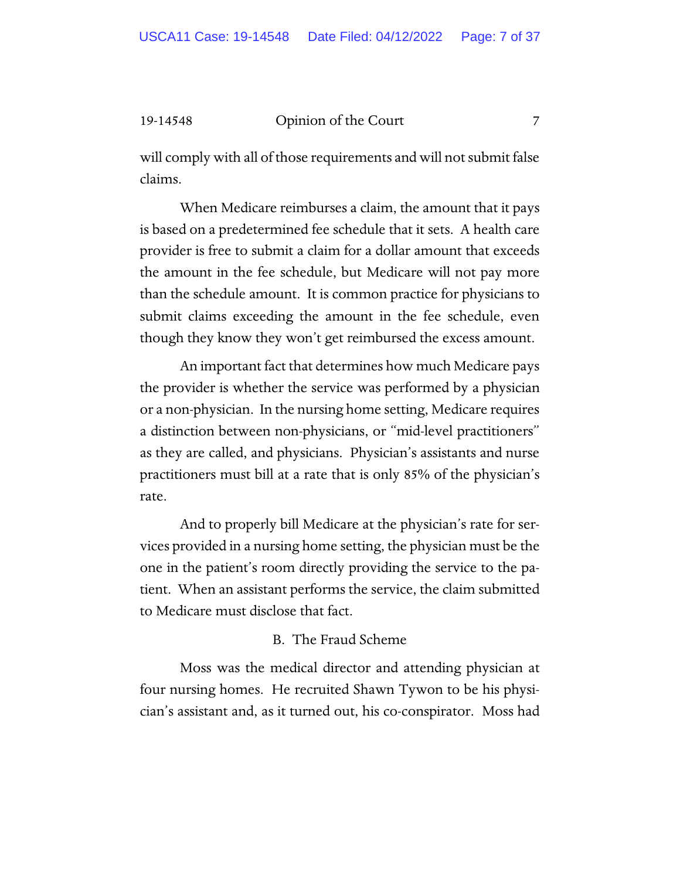will comply with all of those requirements and will not submit false claims.

When Medicare reimburses a claim, the amount that it pays is based on a predetermined fee schedule that it sets. A health care provider is free to submit a claim for a dollar amount that exceeds the amount in the fee schedule, but Medicare will not pay more than the schedule amount. It is common practice for physicians to submit claims exceeding the amount in the fee schedule, even though they know they won't get reimbursed the excess amount.

An important fact that determines how much Medicare pays the provider is whether the service was performed by a physician or a non-physician. In the nursing home setting, Medicare requires a distinction between non-physicians, or "mid-level practitioners" as they are called, and physicians. Physician's assistants and nurse practitioners must bill at a rate that is only 85% of the physician's rate.

And to properly bill Medicare at the physician's rate for services provided in a nursing home setting, the physician must be the one in the patient's room directly providing the service to the patient. When an assistant performs the service, the claim submitted to Medicare must disclose that fact.

### B. The Fraud Scheme

Moss was the medical director and attending physician at four nursing homes. He recruited Shawn Tywon to be his physician's assistant and, as it turned out, his co-conspirator. Moss had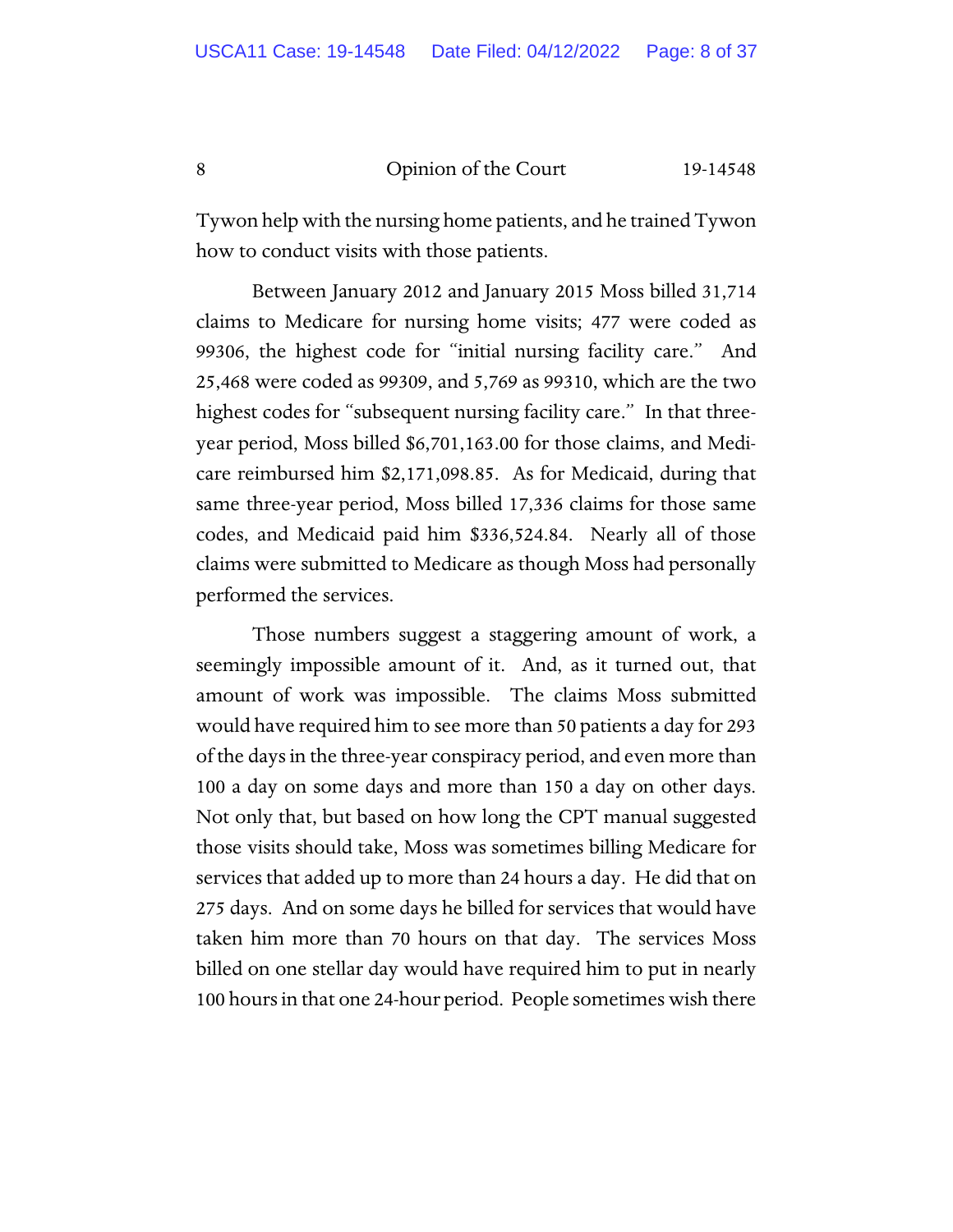Tywon help with the nursing home patients, and he trained Tywon how to conduct visits with those patients.

Between January 2012 and January 2015 Moss billed 31,714 claims to Medicare for nursing home visits; 477 were coded as 99306, the highest code for "initial nursing facility care." And 25,468 were coded as 99309, and 5,769 as 99310, which are the two highest codes for "subsequent nursing facility care." In that three-year period, Moss billed $6,701,163.00 for those claims, and Medicare reimbursed him $2,171,098.85. As for Medicaid, during that same three-year period, Moss billed 17,336 claims for those same codes, and Medicaid paid him $336,524.84. Nearly all of those claims were submitted to Medicare as though Moss had personally performed the services.

Those numbers suggest a staggering amount of work, a seemingly impossible amount of it. And, as it turned out, that amount of work was impossible. The claims Moss submitted would have required him to see more than 50 patients a day for 293 of the days in the three-year conspiracy period, and even more than 100 a day on some days and more than 150 a day on other days. Not only that, but based on how long the CPT manual suggested those visits should take, Moss was sometimes billing Medicare for services that added up to more than 24 hours a day. He did that on 275 days. And on some days he billed for services that would have taken him more than 70 hours on that day. The services Moss billed on one stellar day would have required him to put in nearly 100 hours in that one 24-hour period. People sometimes wish there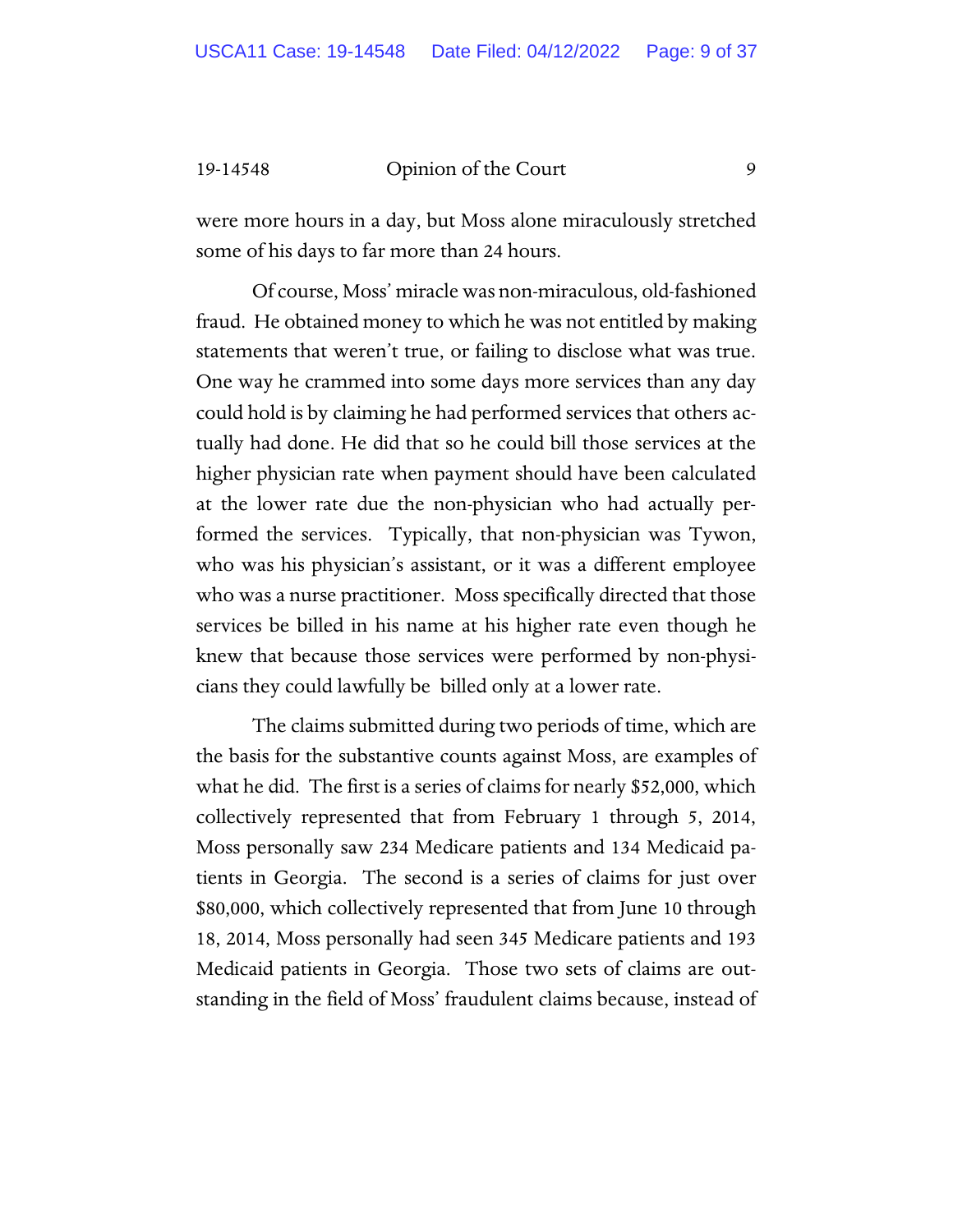were more hours in a day, but Moss alone miraculously stretched some of his days to far more than 24 hours.

Of course, Moss' miracle was non-miraculous, old-fashioned fraud. He obtained money to which he was not entitled by making statements that weren't true, or failing to disclose what was true. One way he crammed into some days more services than any day could hold is by claiming he had performed services that others actually had done. He did that so he could bill those services at the higher physician rate when payment should have been calculated at the lower rate due the non-physician who had actually performed the services. Typically, that non-physician was Tywon, who was his physician's assistant, or it was a different employee who was a nurse practitioner. Moss specifically directed that those services be billed in his name at his higher rate even though he knew that because those services were performed by non-physicians they could lawfully be billed only at a lower rate.

The claims submitted during two periods of time, which are the basis for the substantive counts against Moss, are examples of what he did. The first is a series of claims for nearly $52,000, which collectively represented that from February 1 through 5, 2014, Moss personally saw 234 Medicare patients and 134 Medicaid patients in Georgia. The second is a series of claims for just over $80,000, which collectively represented that from June 10 through 18, 2014, Moss personally had seen 345 Medicare patients and 193 Medicaid patients in Georgia. Those two sets of claims are outstanding in the field of Moss' fraudulent claims because, instead of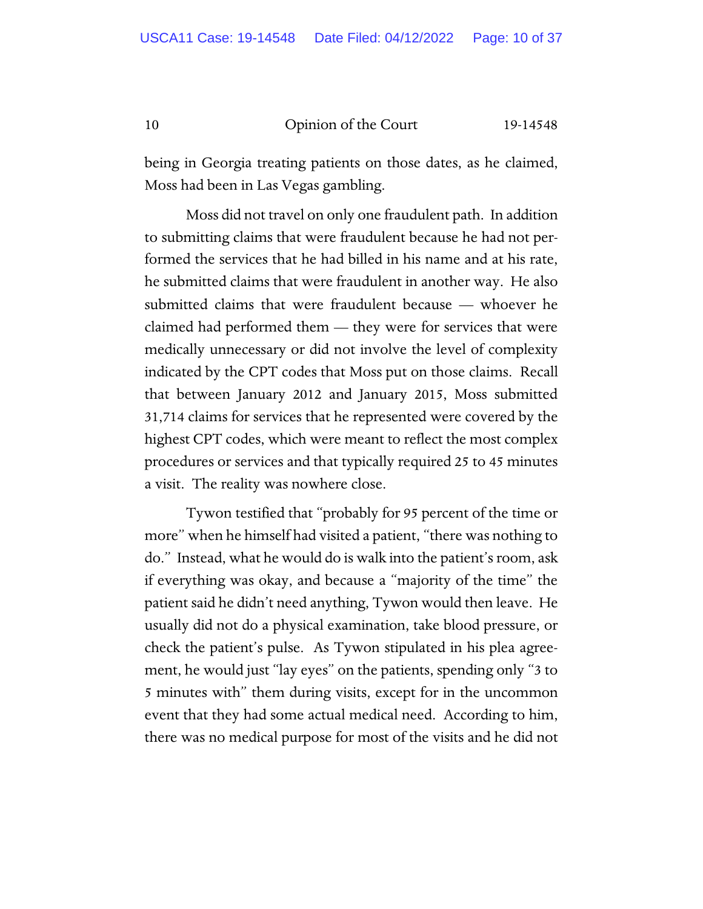being in Georgia treating patients on those dates, as he claimed, Moss had been in Las Vegas gambling.

Moss did not travel on only one fraudulent path. In addition to submitting claims that were fraudulent because he had not performed the services that he had billed in his name and at his rate, he submitted claims that were fraudulent in another way. He also submitted claims that were fraudulent because — whoever he claimed had performed them — they were for services that were medically unnecessary or did not involve the level of complexity indicated by the CPT codes that Moss put on those claims. Recall that between January 2012 and January 2015, Moss submitted 31,714 claims for services that he represented were covered by the highest CPT codes, which were meant to reflect the most complex procedures or services and that typically required 25 to 45 minutes a visit. The reality was nowhere close.

Tywon testified that "probably for 95 percent of the time or more" when he himself had visited a patient, "there was nothing to do." Instead, what he would do is walk into the patient's room, ask if everything was okay, and because a "majority of the time" the patient said he didn't need anything, Tywon would then leave. He usually did not do a physical examination, take blood pressure, or check the patient's pulse. As Tywon stipulated in his plea agreement, he would just "lay eyes" on the patients, spending only "3 to 5 minutes with" them during visits, except for in the uncommon event that they had some actual medical need. According to him, there was no medical purpose for most of the visits and he did not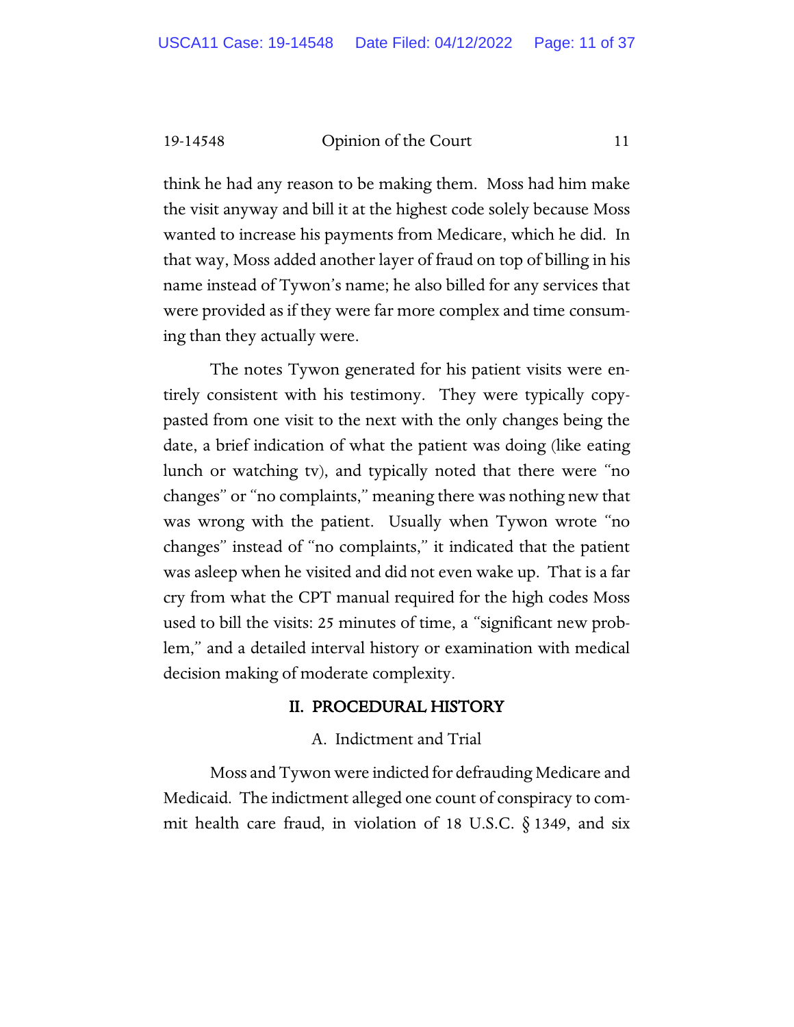think he had any reason to be making them. Moss had him make the visit anyway and bill it at the highest code solely because Moss wanted to increase his payments from Medicare, which he did. In that way, Moss added another layer of fraud on top of billing in his name instead of Tywon's name; he also billed for any services that were provided as if they were far more complex and time consuming than they actually were.

The notes Tywon generated for his patient visits were entirely consistent with his testimony. They were typically copy-pasted from one visit to the next with the only changes being the date, a brief indication of what the patient was doing (like eating lunch or watching tv), and typically noted that there were "no changes" or "no complaints," meaning there was nothing new that was wrong with the patient. Usually when Tywon wrote "no changes" instead of "no complaints," it indicated that the patient was asleep when he visited and did not even wake up. That is a far cry from what the CPT manual required for the high codes Moss used to bill the visits: 25 minutes of time, a "significant new problem," and a detailed interval history or examination with medical decision making of moderate complexity.

## II. PROCEDURAL HISTORY

### A. Indictment and Trial

Moss and Tywon were indicted for defrauding Medicare and Medicaid. The indictment alleged one count of conspiracy to commit health care fraud, in violation of 18 U.S.C. § 1349, and six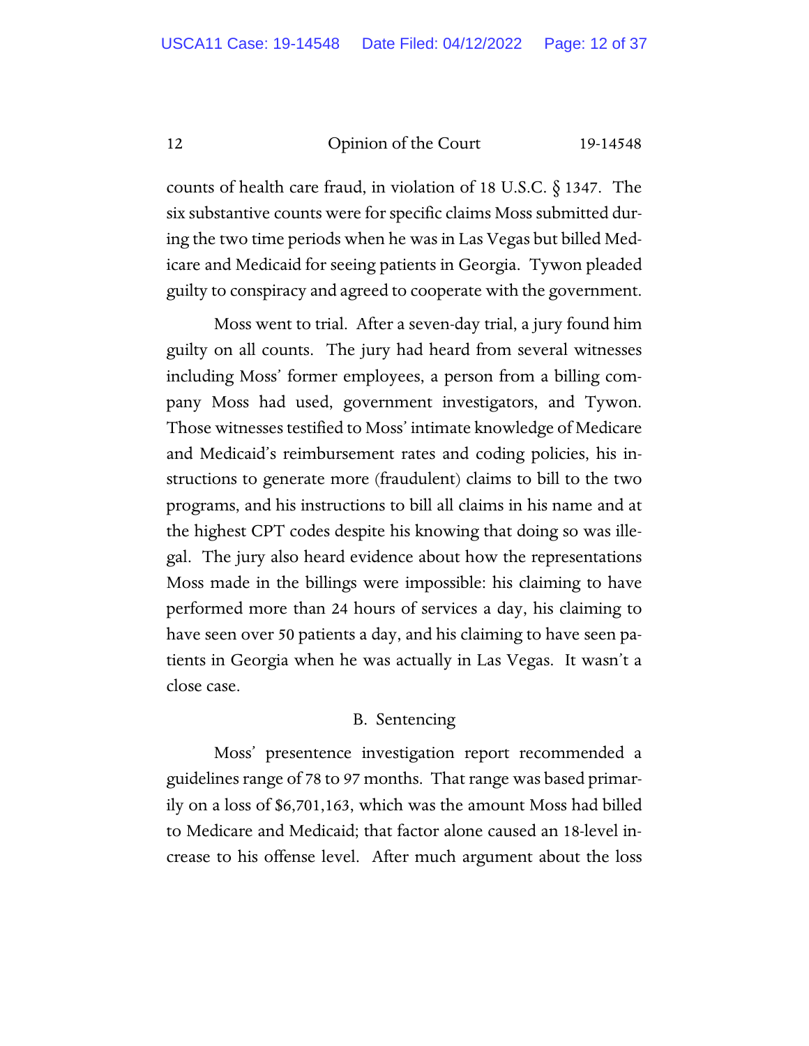counts of health care fraud, in violation of 18 U.S.C. § 1347. The six substantive counts were for specific claims Moss submitted during the two time periods when he was in Las Vegas but billed Medicare and Medicaid for seeing patients in Georgia. Tywon pleaded guilty to conspiracy and agreed to cooperate with the government.

Moss went to trial. After a seven-day trial, a jury found him guilty on all counts. The jury had heard from several witnesses including Moss' former employees, a person from a billing company Moss had used, government investigators, and Tywon. Those witnesses testified to Moss' intimate knowledge of Medicare and Medicaid's reimbursement rates and coding policies, his instructions to generate more (fraudulent) claims to bill to the two programs, and his instructions to bill all claims in his name and at the highest CPT codes despite his knowing that doing so was illegal. The jury also heard evidence about how the representations Moss made in the billings were impossible: his claiming to have performed more than 24 hours of services a day, his claiming to have seen over 50 patients a day, and his claiming to have seen patients in Georgia when he was actually in Las Vegas. It wasn't a close case.

B. Sentencing

Moss' presentence investigation report recommended a guidelines range of 78 to 97 months. That range was based primarily on a loss of $6,701,163, which was the amount Moss had billed to Medicare and Medicaid; that factor alone caused an 18-level increase to his offense level. After much argument about the loss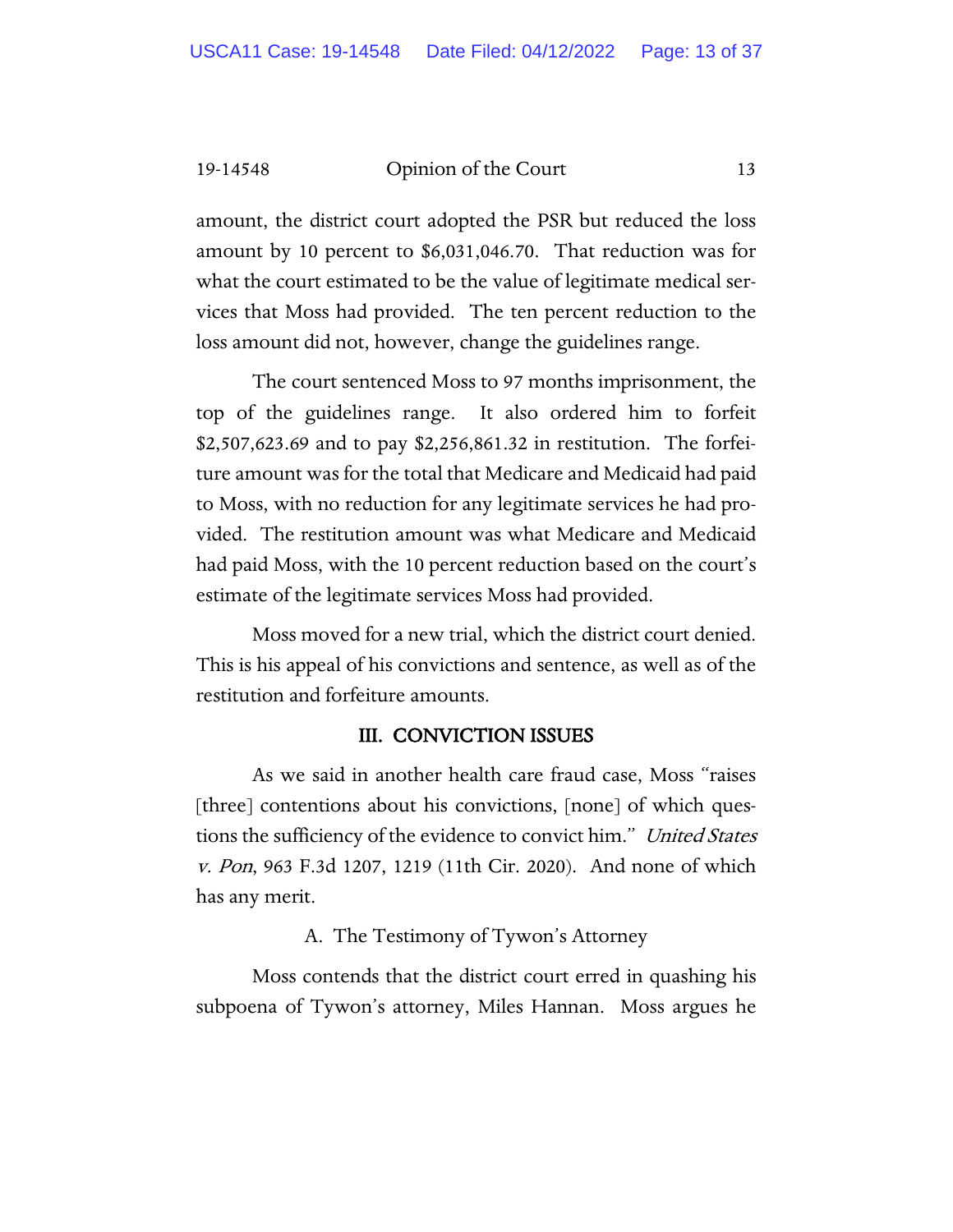amount, the district court adopted the PSR but reduced the loss amount by 10 percent to $6,031,046.70. That reduction was for what the court estimated to be the value of legitimate medical services that Moss had provided. The ten percent reduction to the loss amount did not, however, change the guidelines range.

The court sentenced Moss to 97 months imprisonment, the top of the guidelines range. It also ordered him to forfeit $2,507,623.69 and to pay $2,256,861.32 in restitution. The forfeiture amount was for the total that Medicare and Medicaid had paid to Moss, with no reduction for any legitimate services he had provided. The restitution amount was what Medicare and Medicaid had paid Moss, with the 10 percent reduction based on the court's estimate of the legitimate services Moss had provided.

Moss moved for a new trial, which the district court denied. This is his appeal of his convictions and sentence, as well as of the restitution and forfeiture amounts.

## III. CONVICTION ISSUES

As we said in another health care fraud case, Moss "raises [three] contentions about his convictions, [none] of which questions the sufficiency of the evidence to convict him." *United States v. Pon*, 963 F.3d 1207, 1219 (11th Cir. 2020). And none of which has any merit.

### A. The Testimony of Tywon's Attorney

Moss contends that the district court erred in quashing his subpoena of Tywon's attorney, Miles Hannan. Moss argues he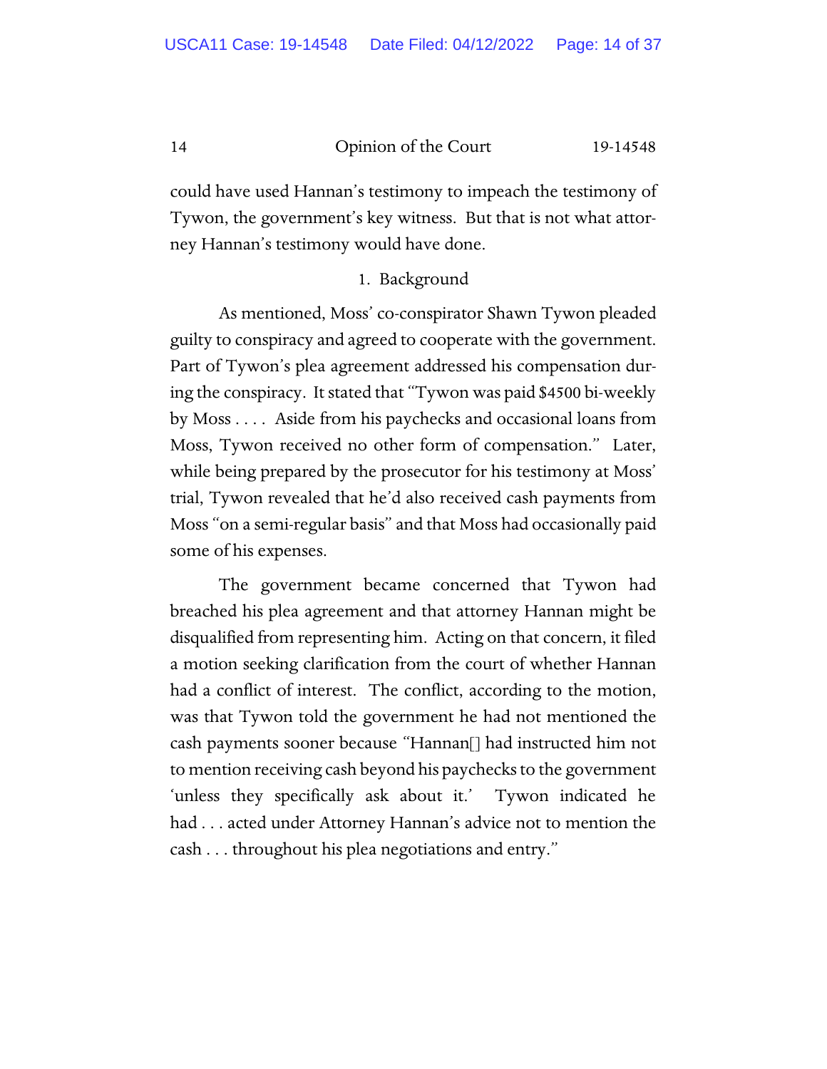could have used Hannan's testimony to impeach the testimony of Tywon, the government's key witness. But that is not what attorney Hannan's testimony would have done.

1. Background

As mentioned, Moss' co-conspirator Shawn Tywon pleaded guilty to conspiracy and agreed to cooperate with the government. Part of Tywon's plea agreement addressed his compensation during the conspiracy. It stated that "Tywon was paid $4500 bi-weekly by Moss . . . . Aside from his paychecks and occasional loans from Moss, Tywon received no other form of compensation." Later, while being prepared by the prosecutor for his testimony at Moss' trial, Tywon revealed that he'd also received cash payments from Moss "on a semi-regular basis" and that Moss had occasionally paid some of his expenses.

The government became concerned that Tywon had breached his plea agreement and that attorney Hannan might be disqualified from representing him. Acting on that concern, it filed a motion seeking clarification from the court of whether Hannan had a conflict of interest. The conflict, according to the motion, was that Tywon told the government he had not mentioned the cash payments sooner because "Hannan[] had instructed him not to mention receiving cash beyond his paychecks to the government 'unless they specifically ask about it.' Tywon indicated he had . . . acted under Attorney Hannan's advice not to mention the cash . . . throughout his plea negotiations and entry."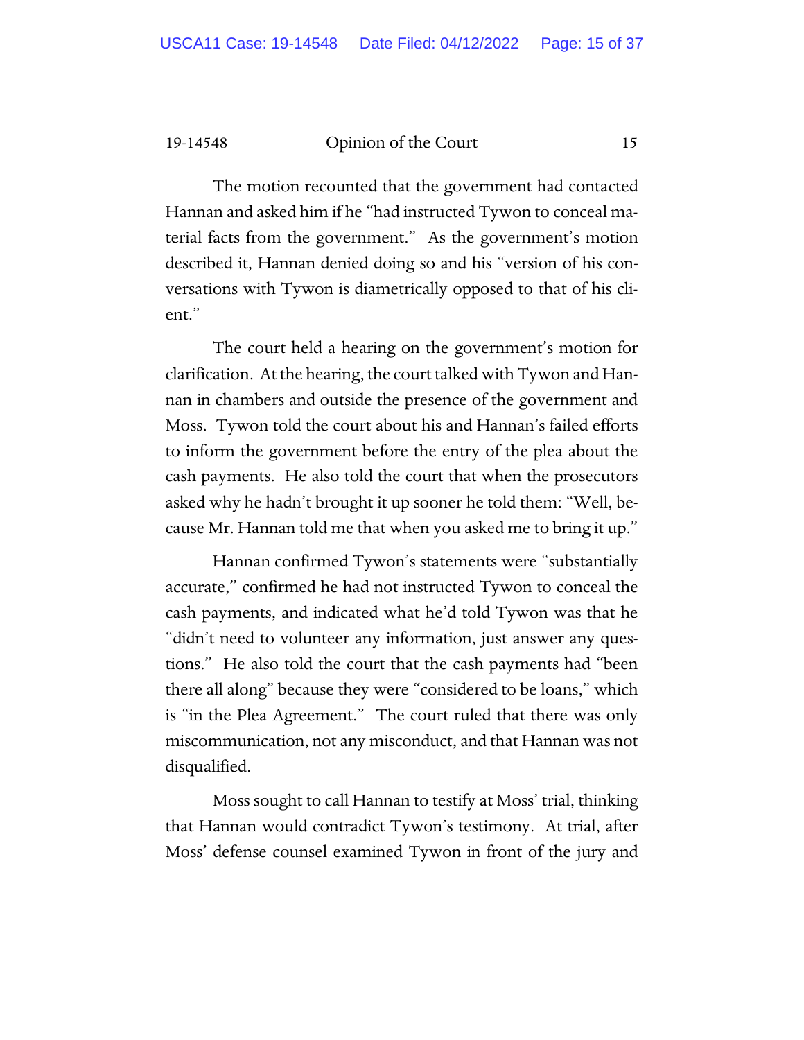The motion recounted that the government had contacted Hannan and asked him if he "had instructed Tywon to conceal material facts from the government." As the government's motion described it, Hannan denied doing so and his "version of his conversations with Tywon is diametrically opposed to that of his client."

The court held a hearing on the government's motion for clarification. At the hearing, the court talked with Tywon and Hannan in chambers and outside the presence of the government and Moss. Tywon told the court about his and Hannan's failed efforts to inform the government before the entry of the plea about the cash payments. He also told the court that when the prosecutors asked why he hadn't brought it up sooner he told them: "Well, because Mr. Hannan told me that when you asked me to bring it up."

Hannan confirmed Tywon's statements were "substantially accurate," confirmed he had not instructed Tywon to conceal the cash payments, and indicated what he'd told Tywon was that he "didn't need to volunteer any information, just answer any questions." He also told the court that the cash payments had "been there all along" because they were "considered to be loans," which is "in the Plea Agreement." The court ruled that there was only miscommunication, not any misconduct, and that Hannan was not disqualified.

Moss sought to call Hannan to testify at Moss' trial, thinking that Hannan would contradict Tywon's testimony. At trial, after Moss' defense counsel examined Tywon in front of the jury and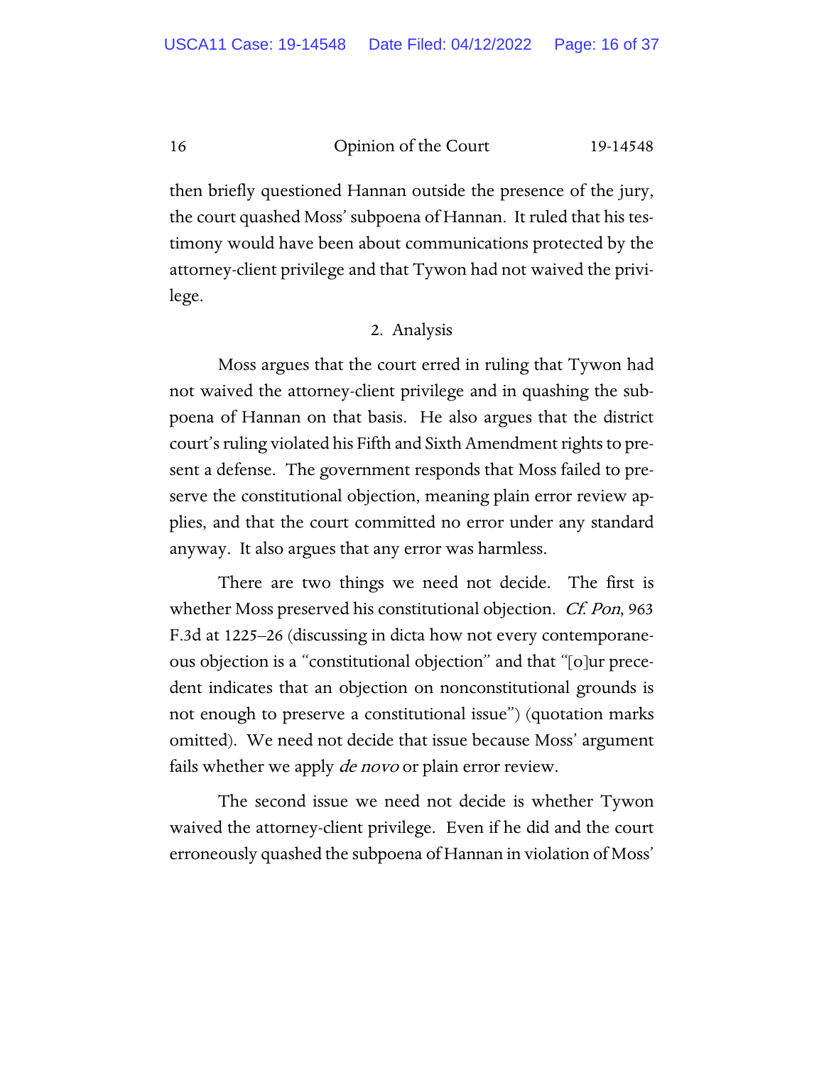then briefly questioned Hannan outside the presence of the jury, the court quashed Moss' subpoena of Hannan. It ruled that his testimony would have been about communications protected by the attorney-client privilege and that Tywon had not waived the privilege.

2. Analysis

Moss argues that the court erred in ruling that Tywon had not waived the attorney-client privilege and in quashing the subpoena of Hannan on that basis. He also argues that the district court's ruling violated his Fifth and Sixth Amendment rights to present a defense. The government responds that Moss failed to preserve the constitutional objection, meaning plain error review applies, and that the court committed no error under any standard anyway. It also argues that any error was harmless.

There are two things we need not decide. The first is whether Moss preserved his constitutional objection. *Cf. Pon*, 963 F.3d at 1225–26 (discussing in dicta how not every contemporaneous objection is a "constitutional objection" and that "[o]ur precedent indicates that an objection on nonconstitutional grounds is not enough to preserve a constitutional issue") (quotation marks omitted). We need not decide that issue because Moss' argument fails whether we apply *de novo* or plain error review.

The second issue we need not decide is whether Tywon waived the attorney-client privilege. Even if he did and the court erroneously quashed the subpoena of Hannan in violation of Moss'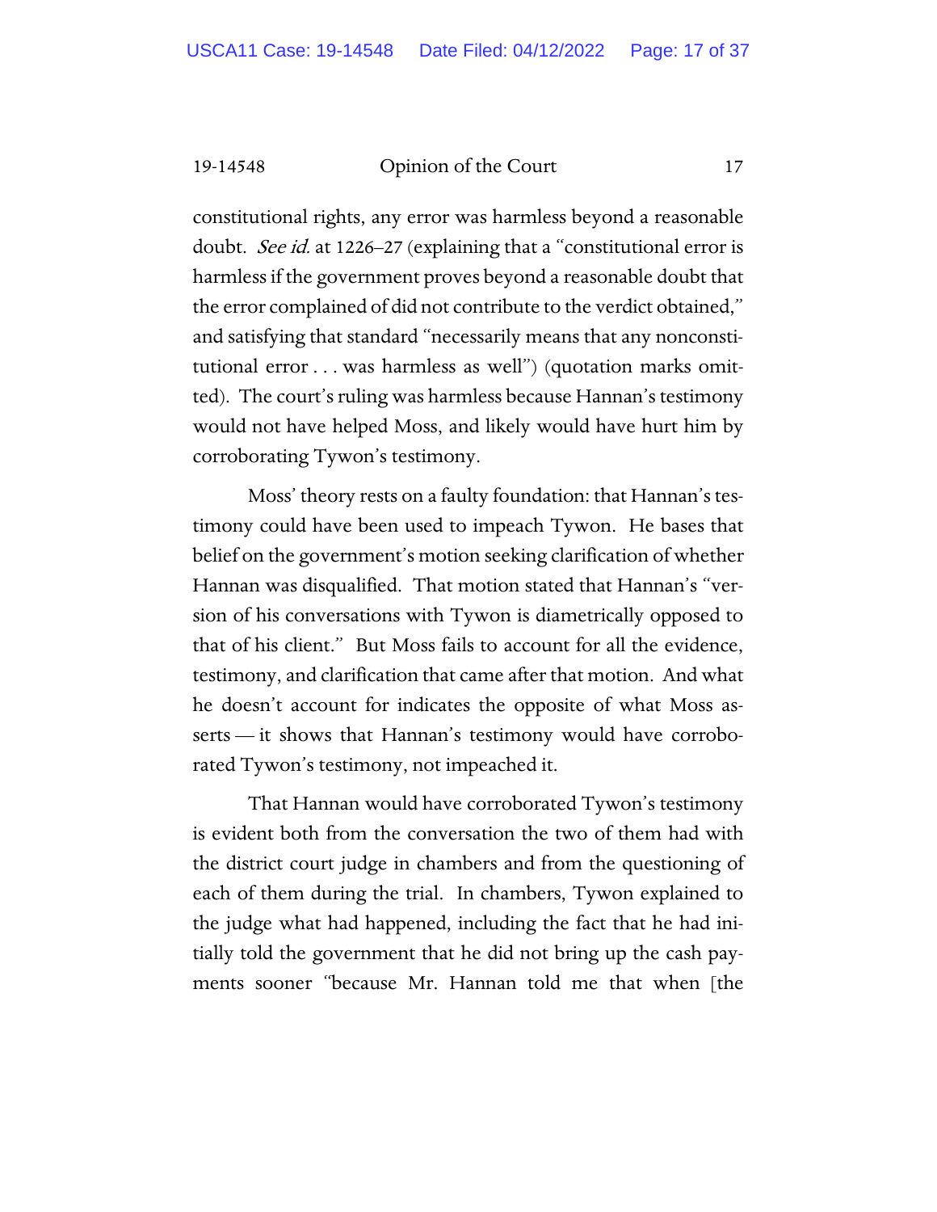constitutional rights, any error was harmless beyond a reasonable doubt. *See id.* at 1226–27 (explaining that a "constitutional error is harmless if the government proves beyond a reasonable doubt that the error complained of did not contribute to the verdict obtained," and satisfying that standard "necessarily means that any nonconstitutional error . . . was harmless as well") (quotation marks omitted). The court's ruling was harmless because Hannan's testimony would not have helped Moss, and likely would have hurt him by corroborating Tywon's testimony.

Moss' theory rests on a faulty foundation: that Hannan's testimony could have been used to impeach Tywon. He bases that belief on the government's motion seeking clarification of whether Hannan was disqualified. That motion stated that Hannan's "version of his conversations with Tywon is diametrically opposed to that of his client." But Moss fails to account for all the evidence, testimony, and clarification that came after that motion. And what he doesn't account for indicates the opposite of what Moss asserts — it shows that Hannan's testimony would have corroborated Tywon's testimony, not impeached it.

That Hannan would have corroborated Tywon's testimony is evident both from the conversation the two of them had with the district court judge in chambers and from the questioning of each of them during the trial. In chambers, Tywon explained to the judge what had happened, including the fact that he had initially told the government that he did not bring up the cash payments sooner "because Mr. Hannan told me that when [the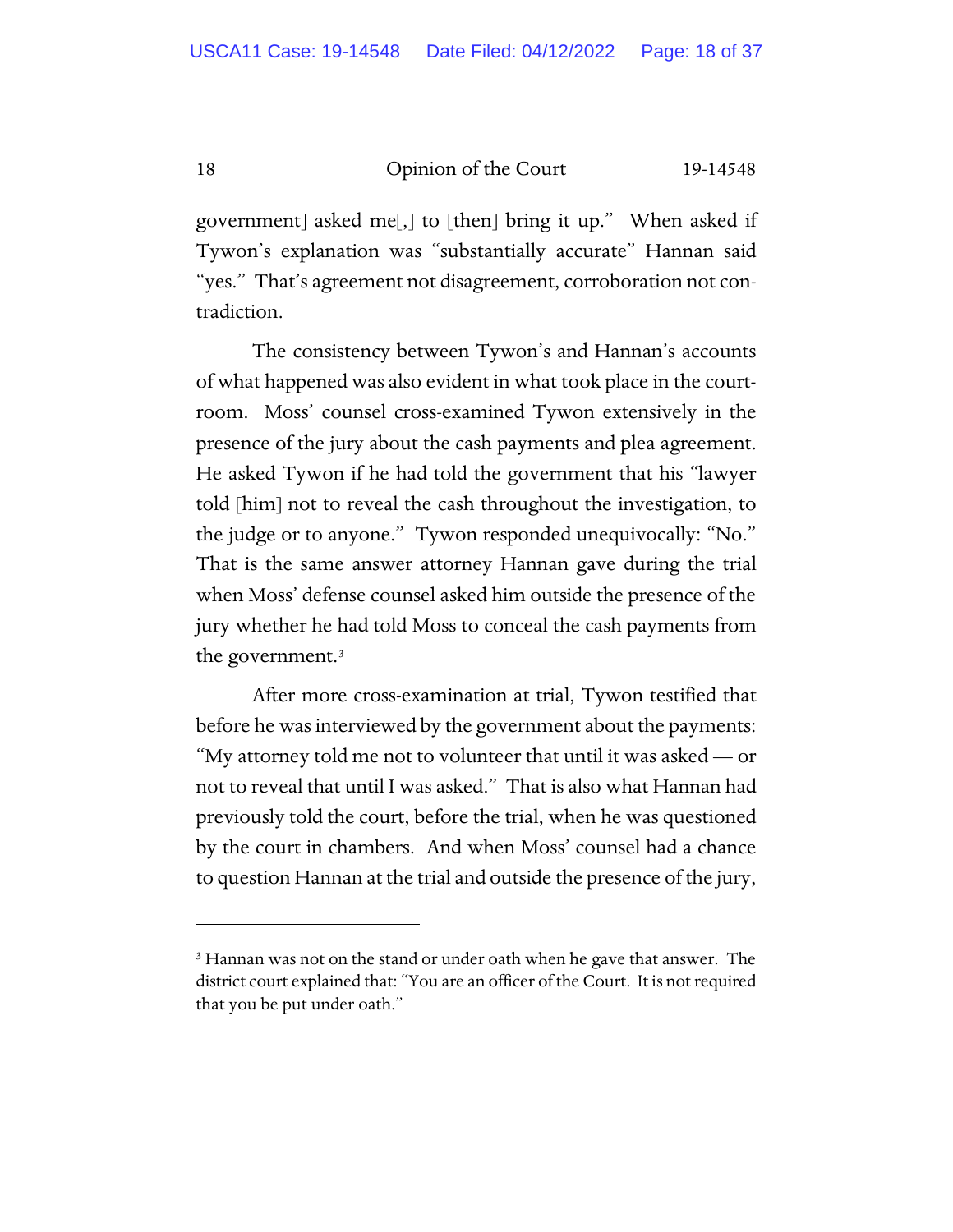government] asked me[,] to [then] bring it up." When asked if Tywon's explanation was "substantially accurate" Hannan said "yes." That's agreement not disagreement, corroboration not contradiction.

The consistency between Tywon's and Hannan's accounts of what happened was also evident in what took place in the courtroom. Moss' counsel cross-examined Tywon extensively in the presence of the jury about the cash payments and plea agreement. He asked Tywon if he had told the government that his "lawyer told [him] not to reveal the cash throughout the investigation, to the judge or to anyone." Tywon responded unequivocally: "No." That is the same answer attorney Hannan gave during the trial when Moss' defense counsel asked him outside the presence of the jury whether he had told Moss to conceal the cash payments from the government.[3]

After more cross-examination at trial, Tywon testified that before he was interviewed by the government about the payments: "My attorney told me not to volunteer that until it was asked — or not to reveal that until I was asked." That is also what Hannan had previously told the court, before the trial, when he was questioned by the court in chambers. And when Moss' counsel had a chance to question Hannan at the trial and outside the presence of the jury,

---

[3] Hannan was not on the stand or under oath when he gave that answer. The district court explained that: "You are an officer of the Court. It is not required that you be put under oath."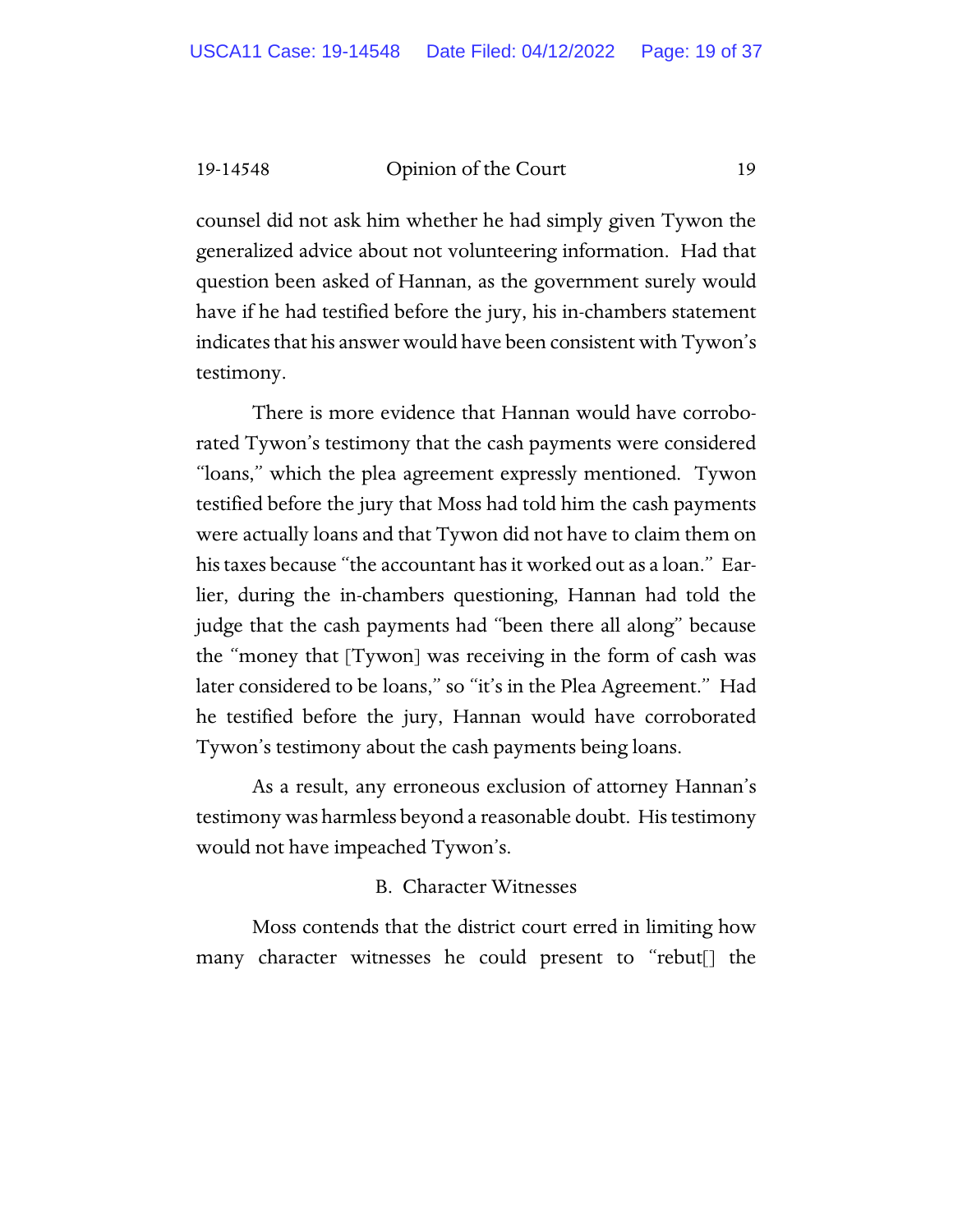counsel did not ask him whether he had simply given Tywon the generalized advice about not volunteering information. Had that question been asked of Hannan, as the government surely would have if he had testified before the jury, his in-chambers statement indicates that his answer would have been consistent with Tywon's testimony.

There is more evidence that Hannan would have corroborated Tywon's testimony that the cash payments were considered "loans," which the plea agreement expressly mentioned. Tywon testified before the jury that Moss had told him the cash payments were actually loans and that Tywon did not have to claim them on his taxes because "the accountant has it worked out as a loan." Earlier, during the in-chambers questioning, Hannan had told the judge that the cash payments had "been there all along" because the "money that [Tywon] was receiving in the form of cash was later considered to be loans," so "it's in the Plea Agreement." Had he testified before the jury, Hannan would have corroborated Tywon's testimony about the cash payments being loans.

As a result, any erroneous exclusion of attorney Hannan's testimony was harmless beyond a reasonable doubt. His testimony would not have impeached Tywon's.

### B. Character Witnesses

Moss contends that the district court erred in limiting how many character witnesses he could present to "rebut[] the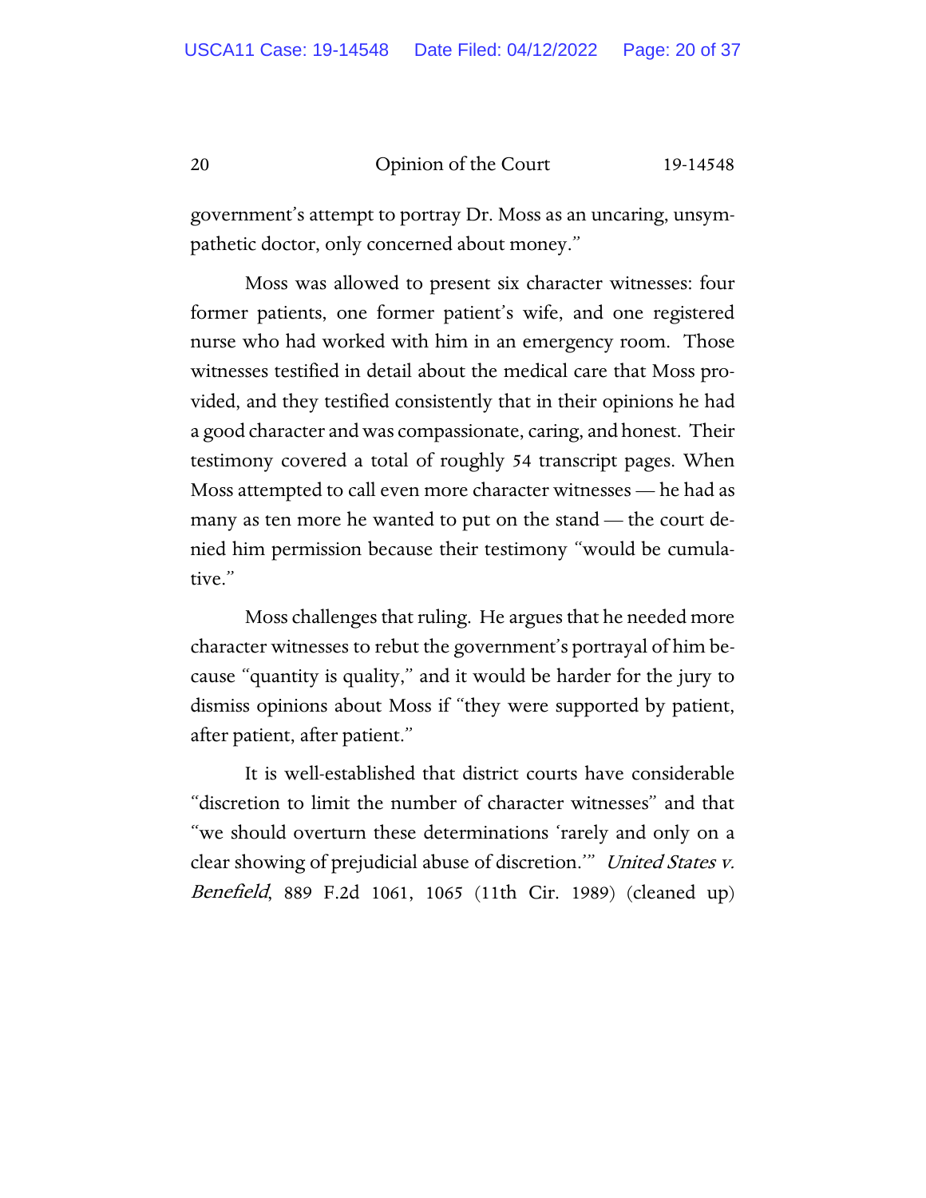government's attempt to portray Dr. Moss as an uncaring, unsympathetic doctor, only concerned about money."

Moss was allowed to present six character witnesses: four former patients, one former patient's wife, and one registered nurse who had worked with him in an emergency room. Those witnesses testified in detail about the medical care that Moss provided, and they testified consistently that in their opinions he had a good character and was compassionate, caring, and honest. Their testimony covered a total of roughly 54 transcript pages. When Moss attempted to call even more character witnesses — he had as many as ten more he wanted to put on the stand — the court denied him permission because their testimony "would be cumulative."

Moss challenges that ruling. He argues that he needed more character witnesses to rebut the government's portrayal of him because "quantity is quality," and it would be harder for the jury to dismiss opinions about Moss if "they were supported by patient, after patient, after patient."

It is well-established that district courts have considerable "discretion to limit the number of character witnesses" and that "we should overturn these determinations 'rarely and only on a clear showing of prejudicial abuse of discretion.'" *United States v. Benefield*, 889 F.2d 1061, 1065 (11th Cir. 1989) (cleaned up)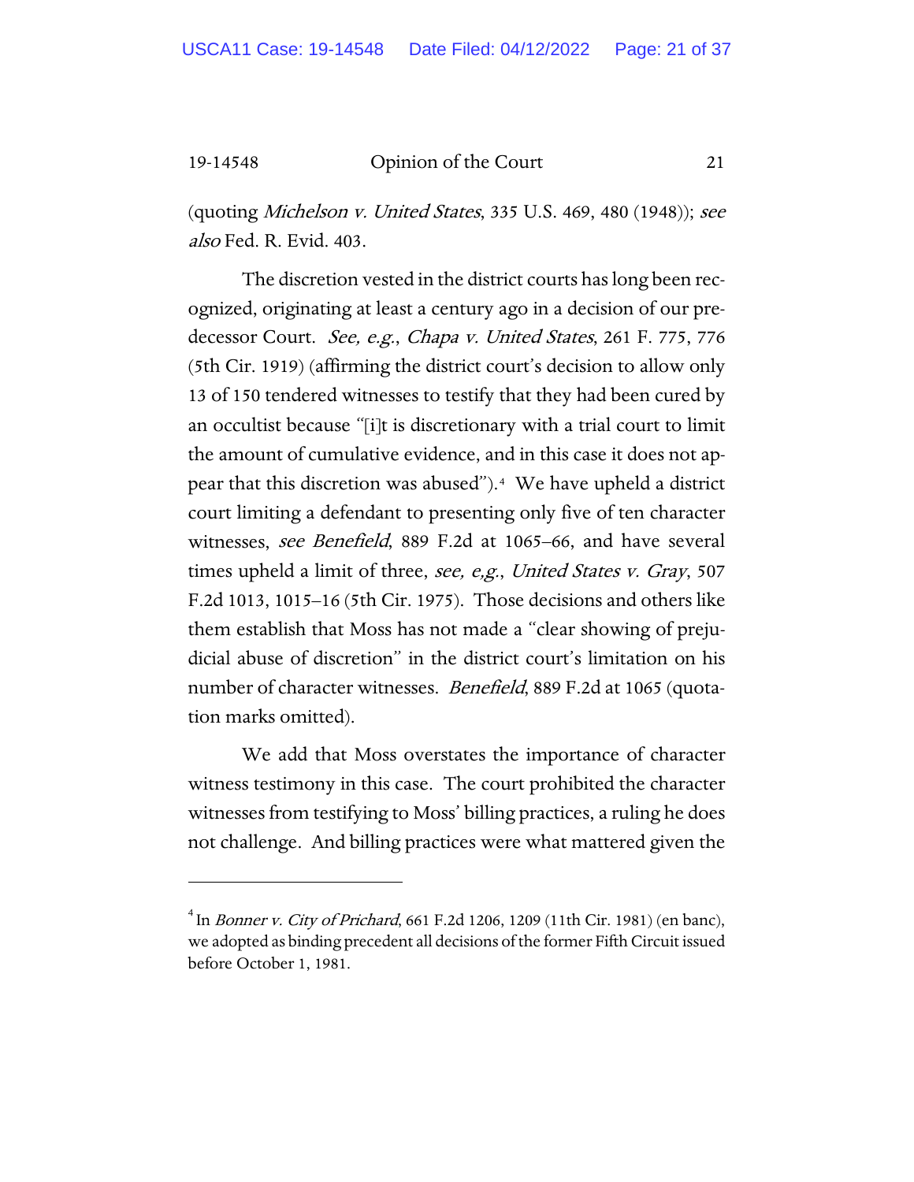(quoting *Michelson v. United States*, 335 U.S. 469, 480 (1948)); *see also* Fed. R. Evid. 403.

The discretion vested in the district courts has long been recognized, originating at least a century ago in a decision of our predecessor Court. *See, e.g.*, *Chapa v. United States*, 261 F. 775, 776 (5th Cir. 1919) (affirming the district court's decision to allow only 13 of 150 tendered witnesses to testify that they had been cured by an occultist because "[i]t is discretionary with a trial court to limit the amount of cumulative evidence, and in this case it does not appear that this discretion was abused").[4] We have upheld a district court limiting a defendant to presenting only five of ten character witnesses, *see Benefield*, 889 F.2d at 1065–66, and have several times upheld a limit of three, *see, e,g.*, *United States v. Gray*, 507 F.2d 1013, 1015–16 (5th Cir. 1975). Those decisions and others like them establish that Moss has not made a "clear showing of prejudicial abuse of discretion" in the district court's limitation on his number of character witnesses. *Benefield*, 889 F.2d at 1065 (quotation marks omitted).

We add that Moss overstates the importance of character witness testimony in this case. The court prohibited the character witnesses from testifying to Moss' billing practices, a ruling he does not challenge. And billing practices were what mattered given the

---

[4] In *Bonner v. City of Prichard*, 661 F.2d 1206, 1209 (11th Cir. 1981) (en banc), we adopted as binding precedent all decisions of the former Fifth Circuit issued before October 1, 1981.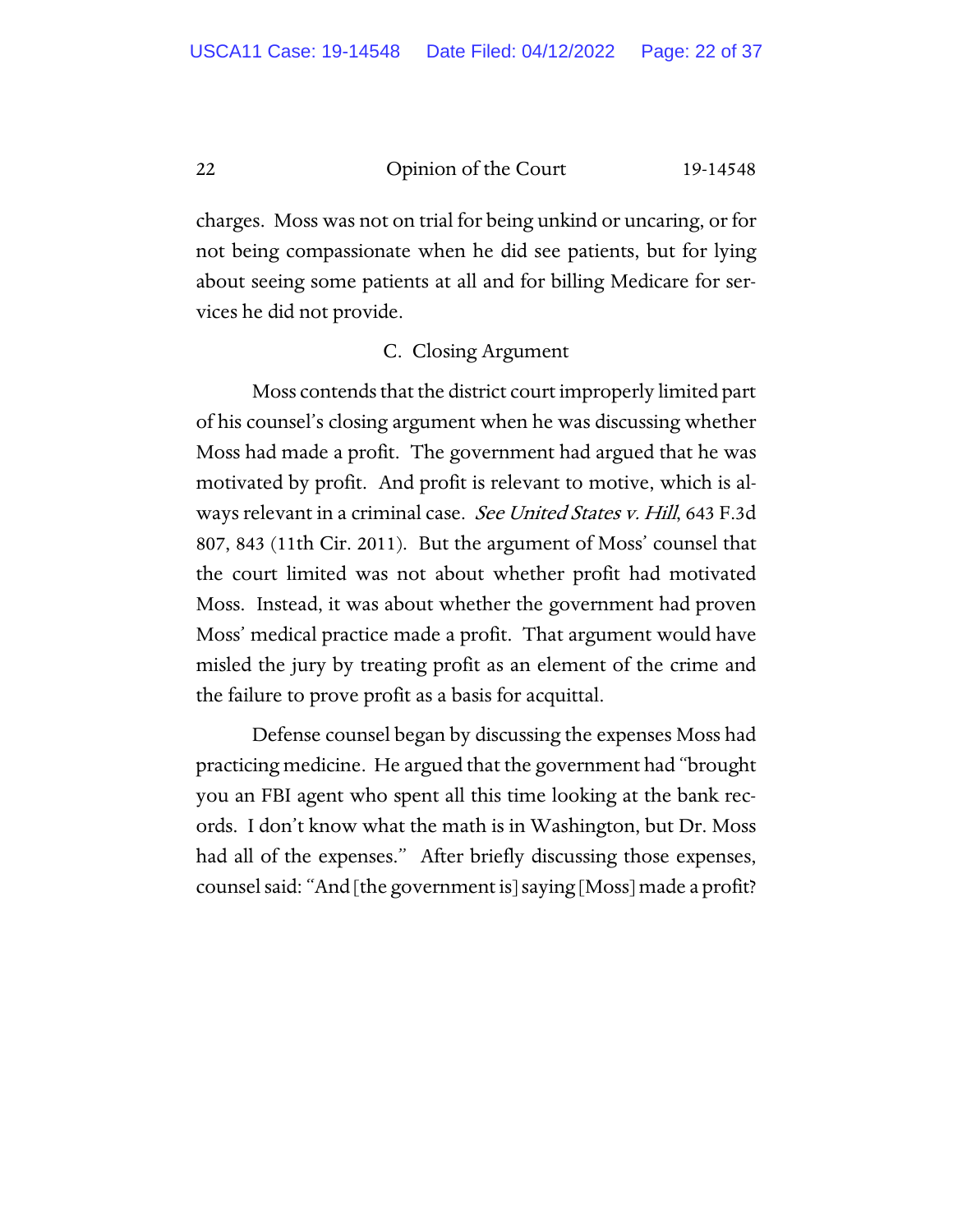charges. Moss was not on trial for being unkind or uncaring, or for not being compassionate when he did see patients, but for lying about seeing some patients at all and for billing Medicare for services he did not provide.

### C. Closing Argument

Moss contends that the district court improperly limited part of his counsel's closing argument when he was discussing whether Moss had made a profit. The government had argued that he was motivated by profit. And profit is relevant to motive, which is always relevant in a criminal case. *See United States v. Hill*, 643 F.3d 807, 843 (11th Cir. 2011). But the argument of Moss' counsel that the court limited was not about whether profit had motivated Moss. Instead, it was about whether the government had proven Moss' medical practice made a profit. That argument would have misled the jury by treating profit as an element of the crime and the failure to prove profit as a basis for acquittal.

Defense counsel began by discussing the expenses Moss had practicing medicine. He argued that the government had "brought you an FBI agent who spent all this time looking at the bank records. I don't know what the math is in Washington, but Dr. Moss had all of the expenses." After briefly discussing those expenses, counsel said: "And [the government is] saying [Moss] made a profit?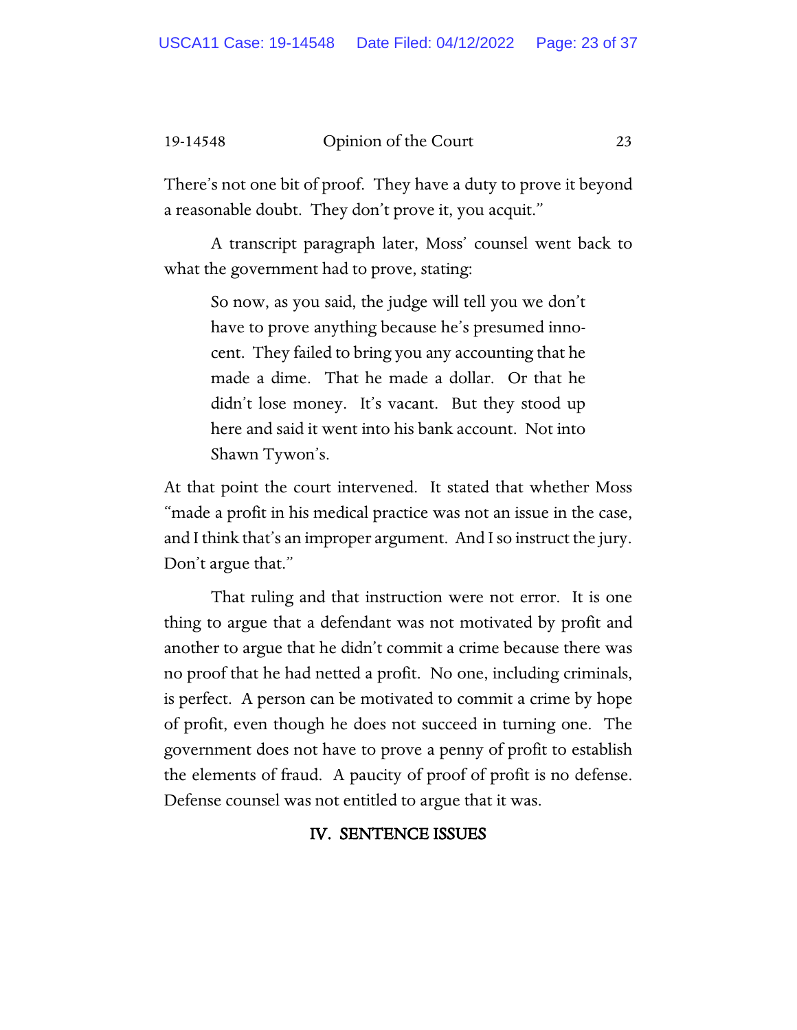There's not one bit of proof. They have a duty to prove it beyond a reasonable doubt. They don't prove it, you acquit."

A transcript paragraph later, Moss' counsel went back to what the government had to prove, stating:

> So now, as you said, the judge will tell you we don't have to prove anything because he's presumed innocent. They failed to bring you any accounting that he made a dime. That he made a dollar. Or that he didn't lose money. It's vacant. But they stood up here and said it went into his bank account. Not into Shawn Tywon's.

At that point the court intervened. It stated that whether Moss "made a profit in his medical practice was not an issue in the case, and I think that's an improper argument. And I so instruct the jury. Don't argue that."

That ruling and that instruction were not error. It is one thing to argue that a defendant was not motivated by profit and another to argue that he didn't commit a crime because there was no proof that he had netted a profit. No one, including criminals, is perfect. A person can be motivated to commit a crime by hope of profit, even though he does not succeed in turning one. The government does not have to prove a penny of profit to establish the elements of fraud. A paucity of proof of profit is no defense. Defense counsel was not entitled to argue that it was.

## IV. SENTENCE ISSUES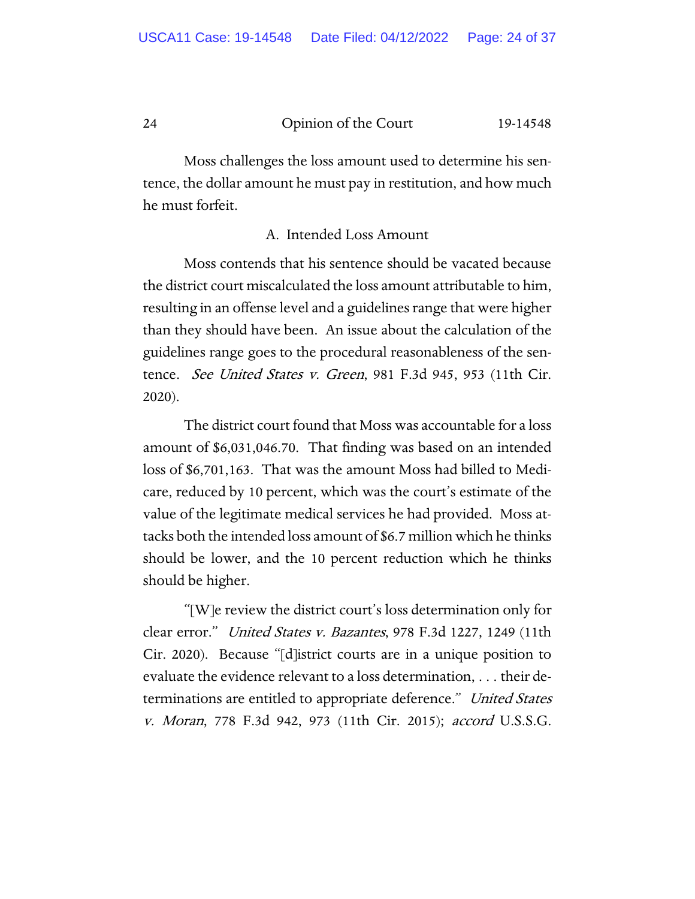Moss challenges the loss amount used to determine his sentence, the dollar amount he must pay in restitution, and how much he must forfeit.

### A. Intended Loss Amount

Moss contends that his sentence should be vacated because the district court miscalculated the loss amount attributable to him, resulting in an offense level and a guidelines range that were higher than they should have been. An issue about the calculation of the guidelines range goes to the procedural reasonableness of the sentence. *See United States v. Green*, 981 F.3d 945, 953 (11th Cir. 2020).

The district court found that Moss was accountable for a loss amount of $6,031,046.70. That finding was based on an intended loss of $6,701,163. That was the amount Moss had billed to Medicare, reduced by 10 percent, which was the court's estimate of the value of the legitimate medical services he had provided. Moss attacks both the intended loss amount of $6.7 million which he thinks should be lower, and the 10 percent reduction which he thinks should be higher.

"[W]e review the district court's loss determination only for clear error." *United States v. Bazantes*, 978 F.3d 1227, 1249 (11th Cir. 2020). Because "[d]istrict courts are in a unique position to evaluate the evidence relevant to a loss determination, . . . their determinations are entitled to appropriate deference." *United States v. Moran*, 778 F.3d 942, 973 (11th Cir. 2015); *accord* U.S.S.G.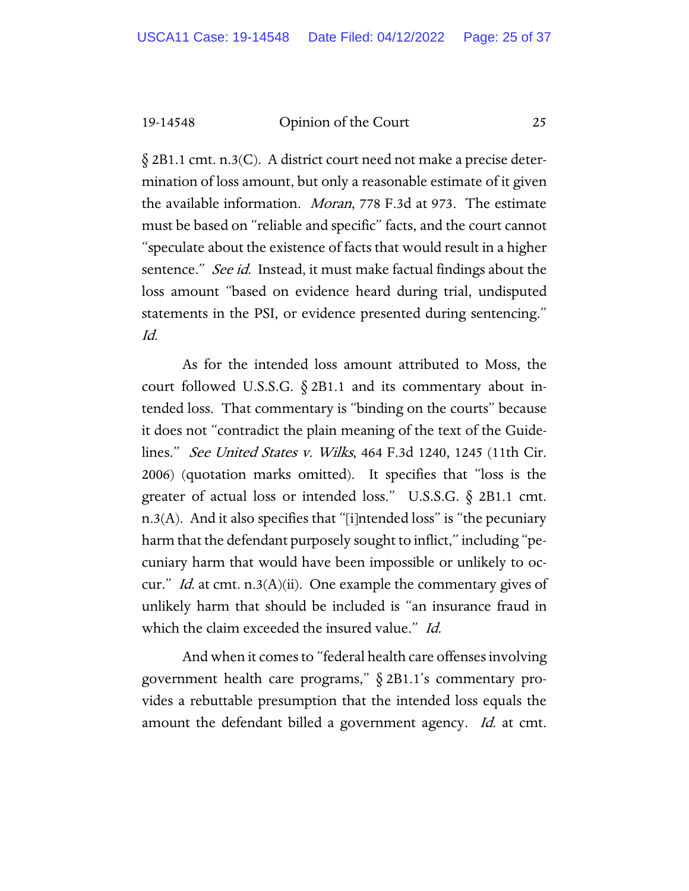§ 2B1.1 cmt. n.3(C). A district court need not make a precise determination of loss amount, but only a reasonable estimate of it given the available information. *Moran*, 778 F.3d at 973. The estimate must be based on "reliable and specific" facts, and the court cannot "speculate about the existence of facts that would result in a higher sentence." *See id.* Instead, it must make factual findings about the loss amount "based on evidence heard during trial, undisputed statements in the PSI, or evidence presented during sentencing." *Id.*

As for the intended loss amount attributed to Moss, the court followed U.S.S.G. § 2B1.1 and its commentary about intended loss. That commentary is "binding on the courts" because it does not "contradict the plain meaning of the text of the Guidelines." *See United States v. Wilks*, 464 F.3d 1240, 1245 (11th Cir. 2006) (quotation marks omitted). It specifies that "loss is the greater of actual loss or intended loss." U.S.S.G. § 2B1.1 cmt. n.3(A). And it also specifies that "[i]ntended loss" is "the pecuniary harm that the defendant purposely sought to inflict," including "pecuniary harm that would have been impossible or unlikely to occur." *Id.* at cmt. n.3(A)(ii). One example the commentary gives of unlikely harm that should be included is "an insurance fraud in which the claim exceeded the insured value." *Id.*

And when it comes to "federal health care offenses involving government health care programs," § 2B1.1's commentary provides a rebuttable presumption that the intended loss equals the amount the defendant billed a government agency. *Id.* at cmt.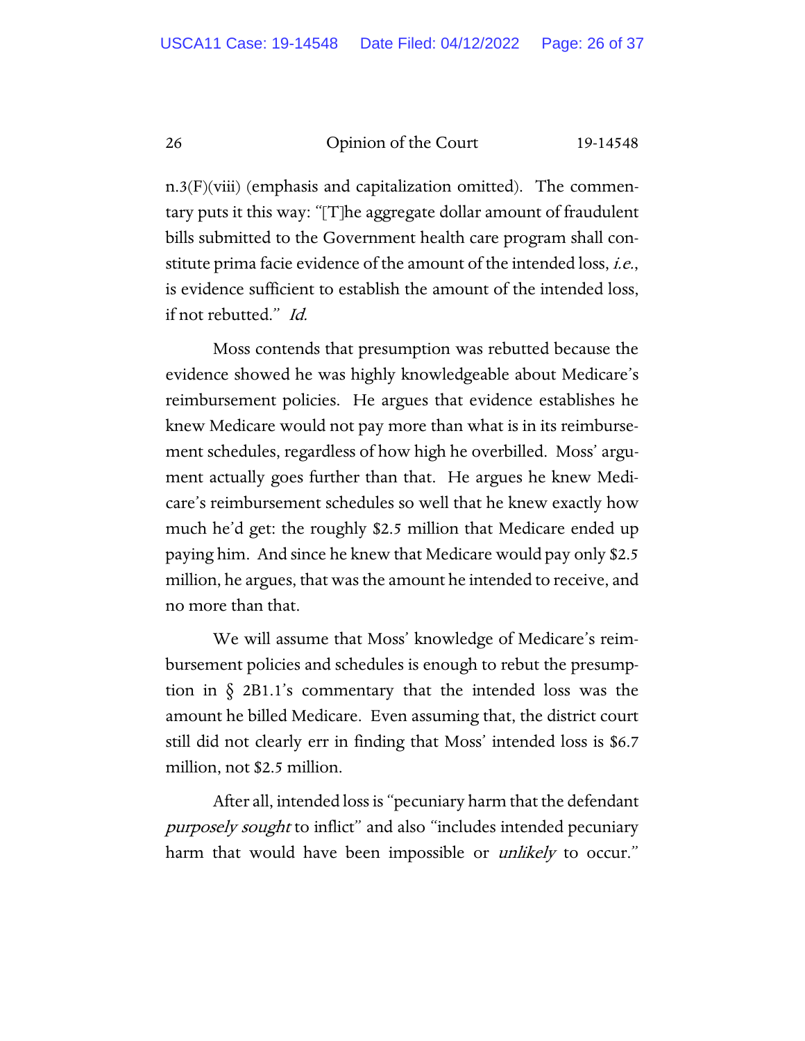n.3(F)(viii) (emphasis and capitalization omitted). The commentary puts it this way: "[T]he aggregate dollar amount of fraudulent bills submitted to the Government health care program shall constitute prima facie evidence of the amount of the intended loss, *i.e.*, is evidence sufficient to establish the amount of the intended loss, if not rebutted." *Id.*

Moss contends that presumption was rebutted because the evidence showed he was highly knowledgeable about Medicare's reimbursement policies. He argues that evidence establishes he knew Medicare would not pay more than what is in its reimbursement schedules, regardless of how high he overbilled. Moss' argument actually goes further than that. He argues he knew Medicare's reimbursement schedules so well that he knew exactly how much he'd get: the roughly $2.5 million that Medicare ended up paying him. And since he knew that Medicare would pay only $2.5 million, he argues, that was the amount he intended to receive, and no more than that.

We will assume that Moss' knowledge of Medicare's reimbursement policies and schedules is enough to rebut the presumption in § 2B1.1's commentary that the intended loss was the amount he billed Medicare. Even assuming that, the district court still did not clearly err in finding that Moss' intended loss is $6.7 million, not $2.5 million.

After all, intended loss is "pecuniary harm that the defendant *purposely sought* to inflict" and also "includes intended pecuniary harm that would have been impossible or *unlikely* to occur."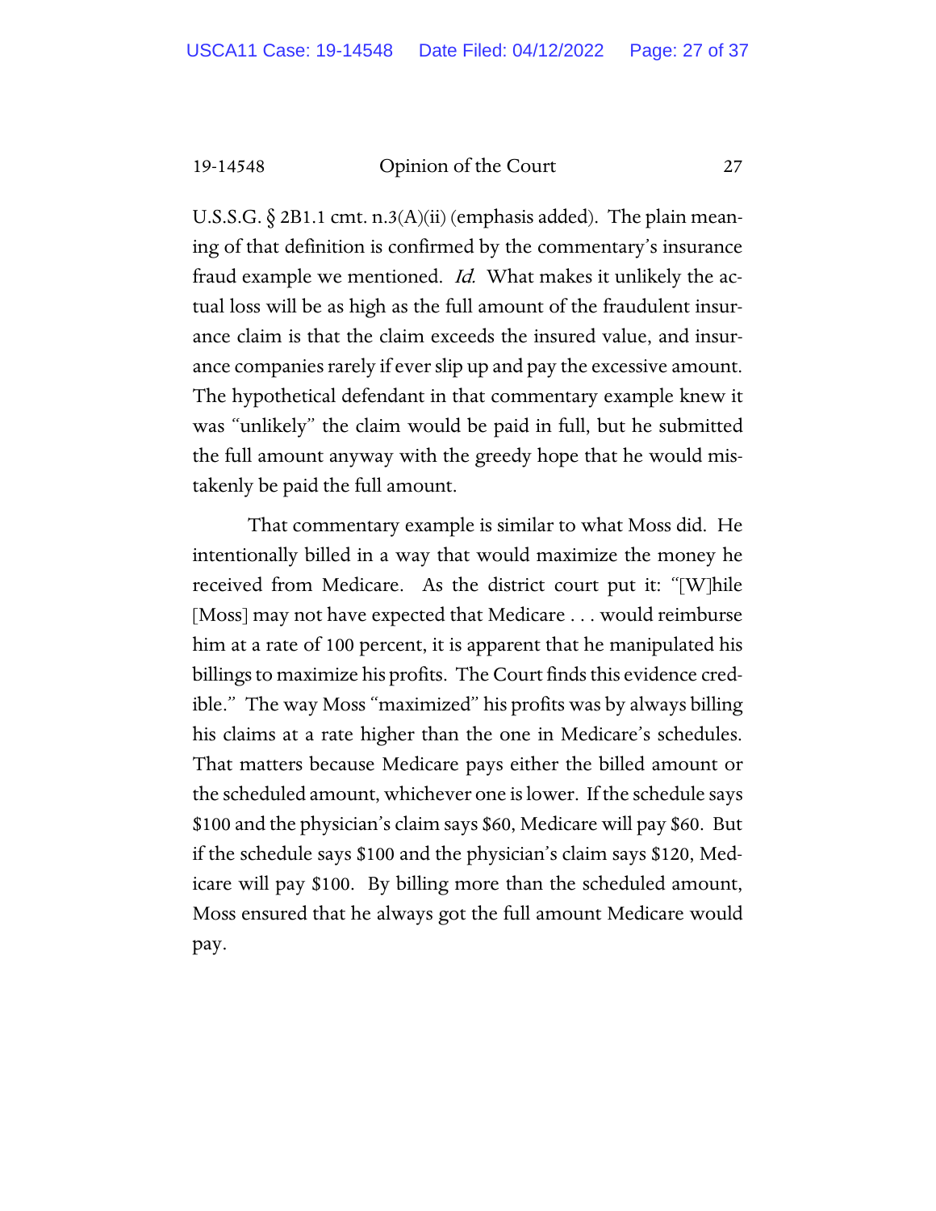U.S.S.G. § 2B1.1 cmt. n.3(A)(ii) (emphasis added). The plain meaning of that definition is confirmed by the commentary's insurance fraud example we mentioned. *Id.* What makes it unlikely the actual loss will be as high as the full amount of the fraudulent insurance claim is that the claim exceeds the insured value, and insurance companies rarely if ever slip up and pay the excessive amount. The hypothetical defendant in that commentary example knew it was "unlikely" the claim would be paid in full, but he submitted the full amount anyway with the greedy hope that he would mistakenly be paid the full amount.

That commentary example is similar to what Moss did. He intentionally billed in a way that would maximize the money he received from Medicare. As the district court put it: "[W]hile [Moss] may not have expected that Medicare . . . would reimburse him at a rate of 100 percent, it is apparent that he manipulated his billings to maximize his profits. The Court finds this evidence credible." The way Moss "maximized" his profits was by always billing his claims at a rate higher than the one in Medicare's schedules. That matters because Medicare pays either the billed amount or the scheduled amount, whichever one is lower. If the schedule says $100 and the physician's claim says $60, Medicare will pay $60. But if the schedule says $100 and the physician's claim says $120, Medicare will pay $100. By billing more than the scheduled amount, Moss ensured that he always got the full amount Medicare would pay.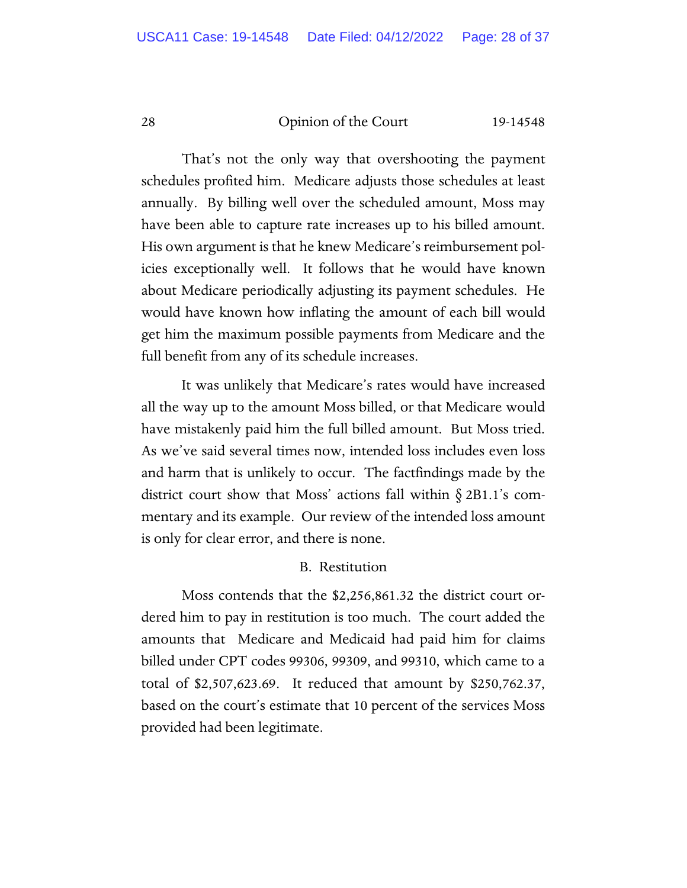That's not the only way that overshooting the payment schedules profited him. Medicare adjusts those schedules at least annually. By billing well over the scheduled amount, Moss may have been able to capture rate increases up to his billed amount. His own argument is that he knew Medicare's reimbursement policies exceptionally well. It follows that he would have known about Medicare periodically adjusting its payment schedules. He would have known how inflating the amount of each bill would get him the maximum possible payments from Medicare and the full benefit from any of its schedule increases.

It was unlikely that Medicare's rates would have increased all the way up to the amount Moss billed, or that Medicare would have mistakenly paid him the full billed amount. But Moss tried. As we've said several times now, intended loss includes even loss and harm that is unlikely to occur. The factfindings made by the district court show that Moss' actions fall within § 2B1.1's commentary and its example. Our review of the intended loss amount is only for clear error, and there is none.

### B. Restitution

Moss contends that the $2,256,861.32 the district court ordered him to pay in restitution is too much. The court added the amounts that Medicare and Medicaid had paid him for claims billed under CPT codes 99306, 99309, and 99310, which came to a total of $2,507,623.69. It reduced that amount by $250,762.37, based on the court's estimate that 10 percent of the services Moss provided had been legitimate.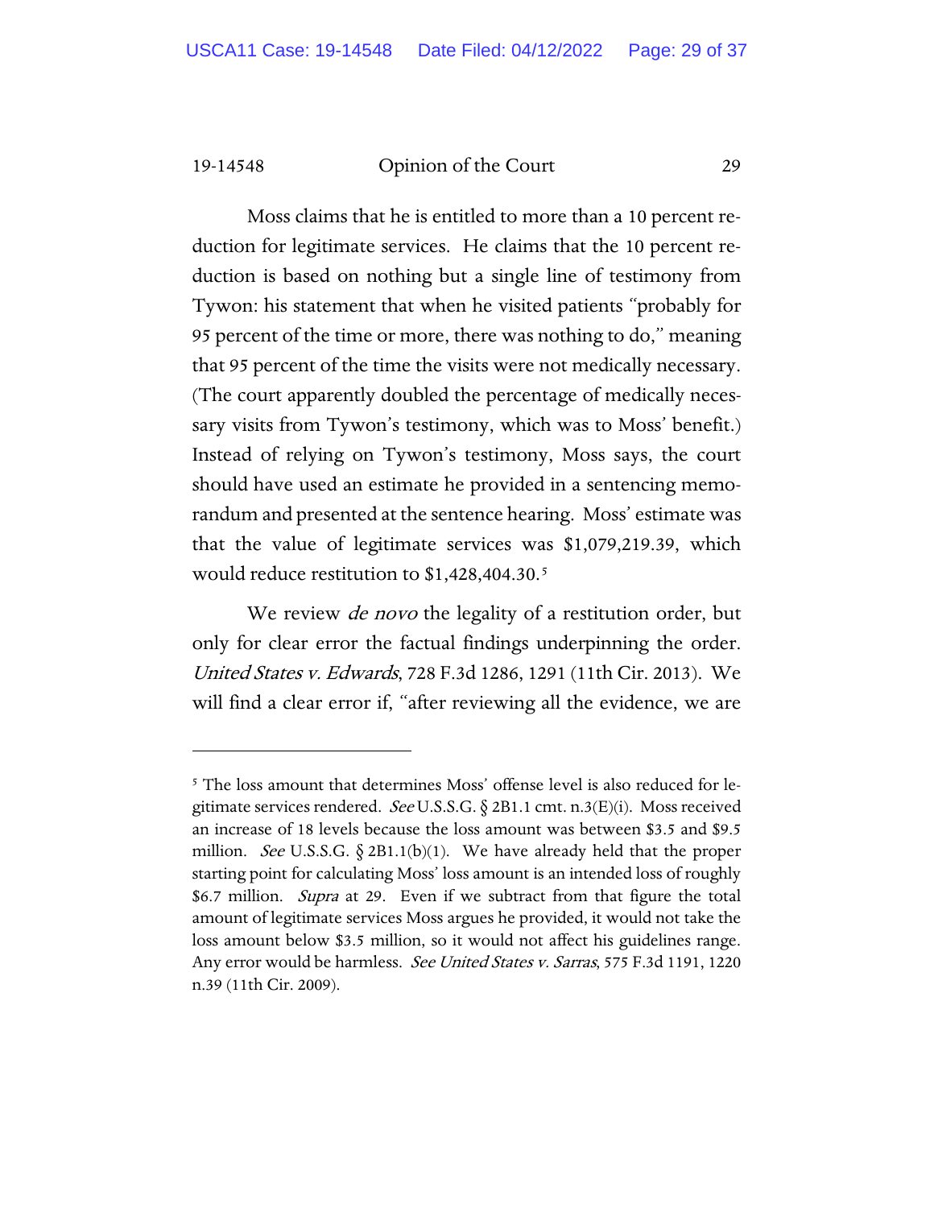Moss claims that he is entitled to more than a 10 percent reduction for legitimate services. He claims that the 10 percent reduction is based on nothing but a single line of testimony from Tywon: his statement that when he visited patients "probably for 95 percent of the time or more, there was nothing to do," meaning that 95 percent of the time the visits were not medically necessary. (The court apparently doubled the percentage of medically necessary visits from Tywon's testimony, which was to Moss' benefit.) Instead of relying on Tywon's testimony, Moss says, the court should have used an estimate he provided in a sentencing memorandum and presented at the sentence hearing. Moss' estimate was that the value of legitimate services was $1,079,219.39, which would reduce restitution to $1,428,404.30.[5]

We review *de novo* the legality of a restitution order, but only for clear error the factual findings underpinning the order. *United States v. Edwards*, 728 F.3d 1286, 1291 (11th Cir. 2013). We will find a clear error if, "after reviewing all the evidence, we are

---

[5] The loss amount that determines Moss' offense level is also reduced for legitimate services rendered. *See* U.S.S.G. § 2B1.1 cmt. n.3(E)(i). Moss received an increase of 18 levels because the loss amount was between $3.5 and $9.5 million. *See* U.S.S.G. § 2B1.1(b)(1). We have already held that the proper starting point for calculating Moss' loss amount is an intended loss of roughly $6.7 million. *Supra* at 29. Even if we subtract from that figure the total amount of legitimate services Moss argues he provided, it would not take the loss amount below $3.5 million, so it would not affect his guidelines range. Any error would be harmless. *See United States v. Sarras*, 575 F.3d 1191, 1220 n.39 (11th Cir. 2009).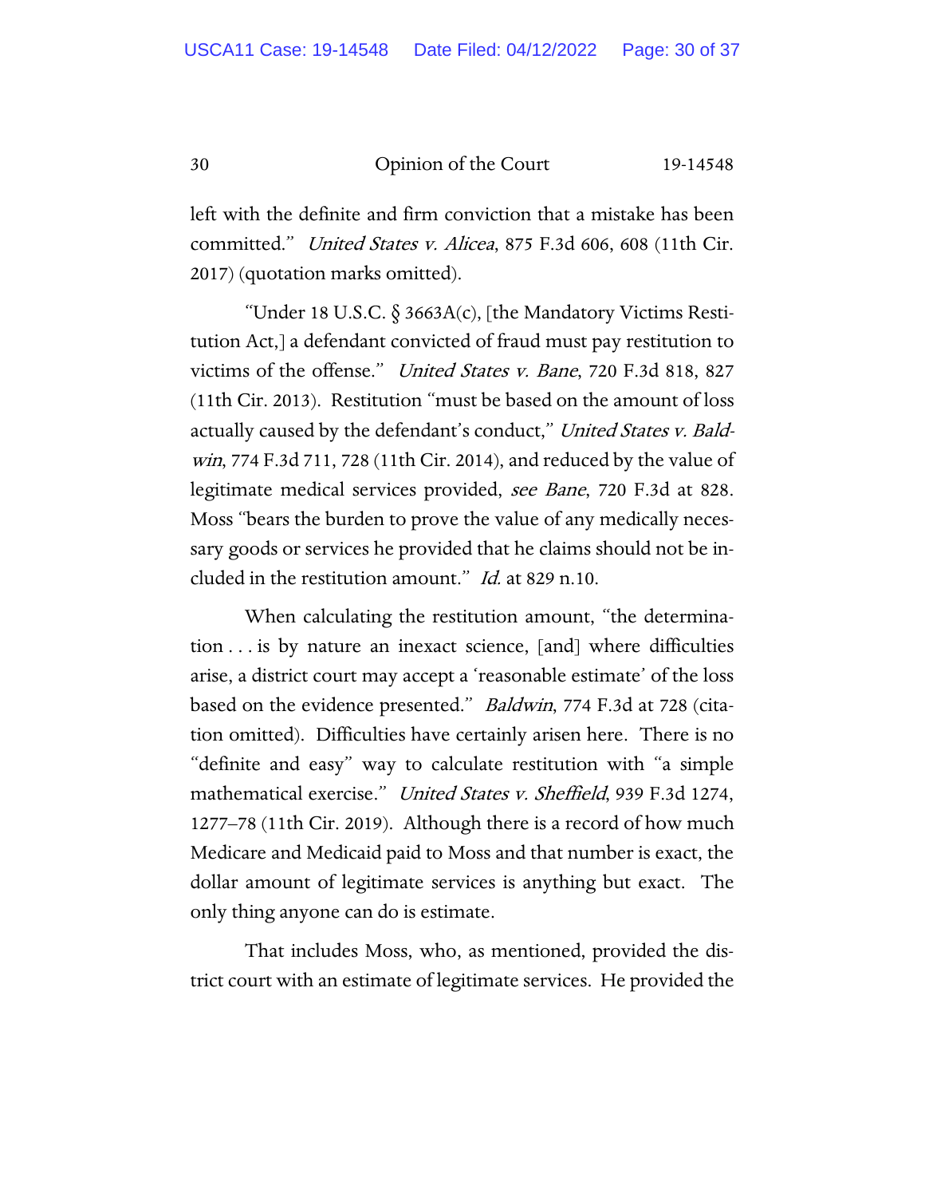left with the definite and firm conviction that a mistake has been committed." *United States v. Alicea*, 875 F.3d 606, 608 (11th Cir. 2017) (quotation marks omitted).

"Under 18 U.S.C. § 3663A(c), [the Mandatory Victims Restitution Act,] a defendant convicted of fraud must pay restitution to victims of the offense." *United States v. Bane*, 720 F.3d 818, 827 (11th Cir. 2013). Restitution "must be based on the amount of loss actually caused by the defendant's conduct," *United States v. Baldwin*, 774 F.3d 711, 728 (11th Cir. 2014), and reduced by the value of legitimate medical services provided, *see Bane*, 720 F.3d at 828. Moss "bears the burden to prove the value of any medically necessary goods or services he provided that he claims should not be included in the restitution amount." *Id.* at 829 n.10.

When calculating the restitution amount, "the determination . . . is by nature an inexact science, [and] where difficulties arise, a district court may accept a 'reasonable estimate' of the loss based on the evidence presented." *Baldwin*, 774 F.3d at 728 (citation omitted). Difficulties have certainly arisen here. There is no "definite and easy" way to calculate restitution with "a simple mathematical exercise." *United States v. Sheffield*, 939 F.3d 1274, 1277–78 (11th Cir. 2019). Although there is a record of how much Medicare and Medicaid paid to Moss and that number is exact, the dollar amount of legitimate services is anything but exact. The only thing anyone can do is estimate.

That includes Moss, who, as mentioned, provided the district court with an estimate of legitimate services. He provided the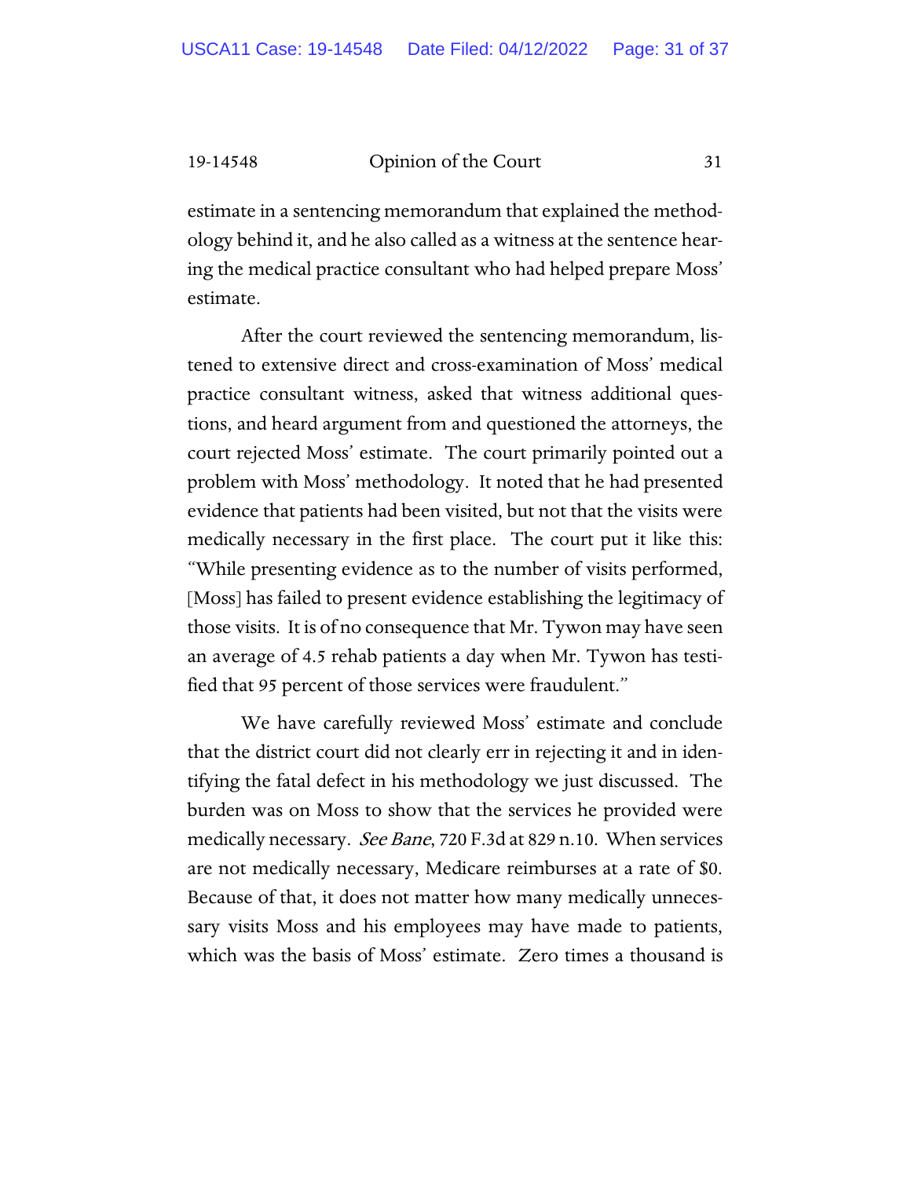estimate in a sentencing memorandum that explained the methodology behind it, and he also called as a witness at the sentence hearing the medical practice consultant who had helped prepare Moss' estimate.

After the court reviewed the sentencing memorandum, listened to extensive direct and cross-examination of Moss' medical practice consultant witness, asked that witness additional questions, and heard argument from and questioned the attorneys, the court rejected Moss' estimate. The court primarily pointed out a problem with Moss' methodology. It noted that he had presented evidence that patients had been visited, but not that the visits were medically necessary in the first place. The court put it like this: "While presenting evidence as to the number of visits performed, [Moss] has failed to present evidence establishing the legitimacy of those visits. It is of no consequence that Mr. Tywon may have seen an average of 4.5 rehab patients a day when Mr. Tywon has testified that 95 percent of those services were fraudulent."

We have carefully reviewed Moss' estimate and conclude that the district court did not clearly err in rejecting it and in identifying the fatal defect in his methodology we just discussed. The burden was on Moss to show that the services he provided were medically necessary. *See Bane*, 720 F.3d at 829 n.10. When services are not medically necessary, Medicare reimburses at a rate of $0. Because of that, it does not matter how many medically unnecessary visits Moss and his employees may have made to patients, which was the basis of Moss' estimate. Zero times a thousand is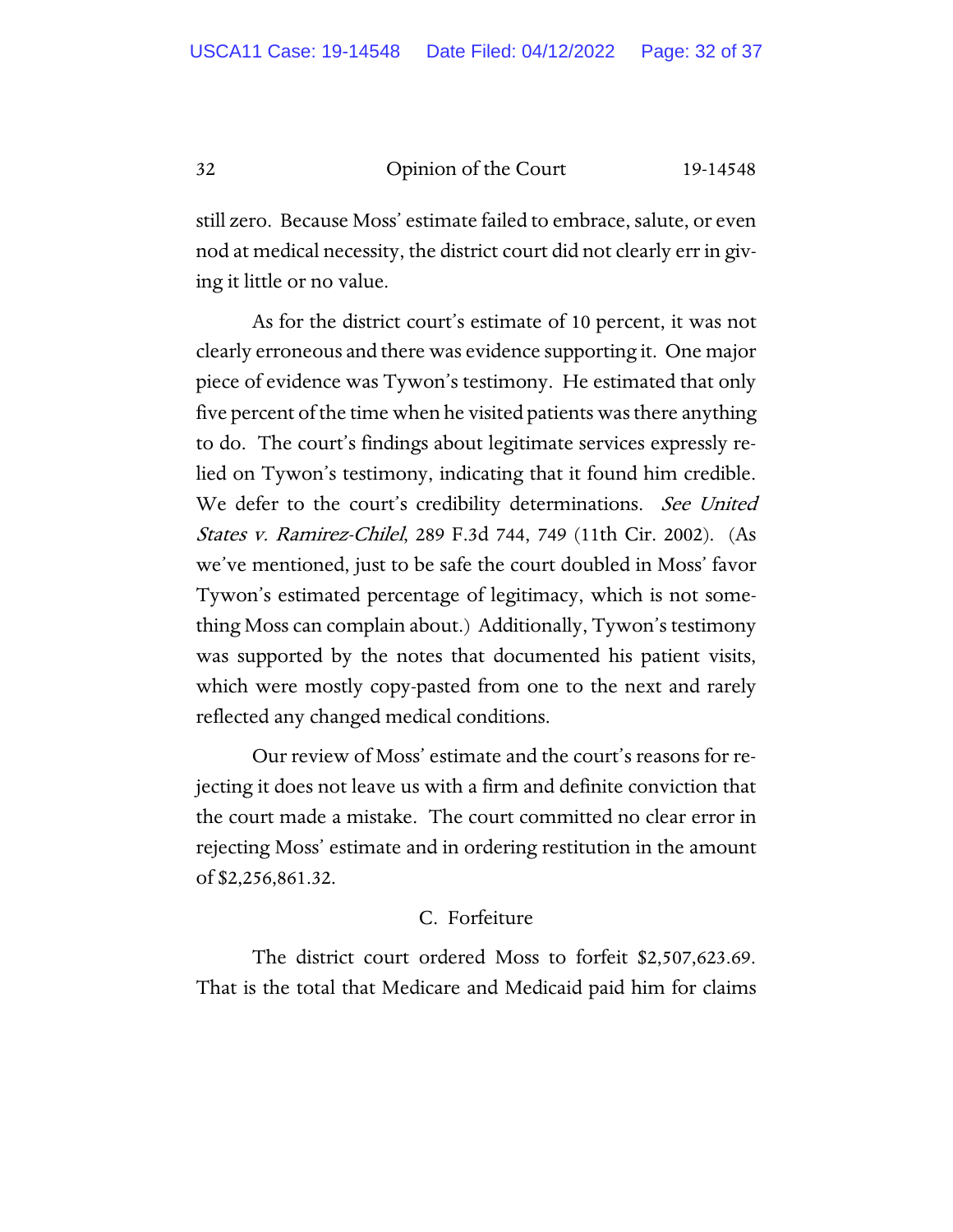still zero. Because Moss' estimate failed to embrace, salute, or even nod at medical necessity, the district court did not clearly err in giving it little or no value.

As for the district court's estimate of 10 percent, it was not clearly erroneous and there was evidence supporting it. One major piece of evidence was Tywon's testimony. He estimated that only five percent of the time when he visited patients was there anything to do. The court's findings about legitimate services expressly relied on Tywon's testimony, indicating that it found him credible. We defer to the court's credibility determinations. *See United States v. Ramirez-Chilel*, 289 F.3d 744, 749 (11th Cir. 2002). (As we've mentioned, just to be safe the court doubled in Moss' favor Tywon's estimated percentage of legitimacy, which is not something Moss can complain about.) Additionally, Tywon's testimony was supported by the notes that documented his patient visits, which were mostly copy-pasted from one to the next and rarely reflected any changed medical conditions.

Our review of Moss' estimate and the court's reasons for rejecting it does not leave us with a firm and definite conviction that the court made a mistake. The court committed no clear error in rejecting Moss' estimate and in ordering restitution in the amount of $2,256,861.32.

C. Forfeiture

The district court ordered Moss to forfeit $2,507,623.69. That is the total that Medicare and Medicaid paid him for claims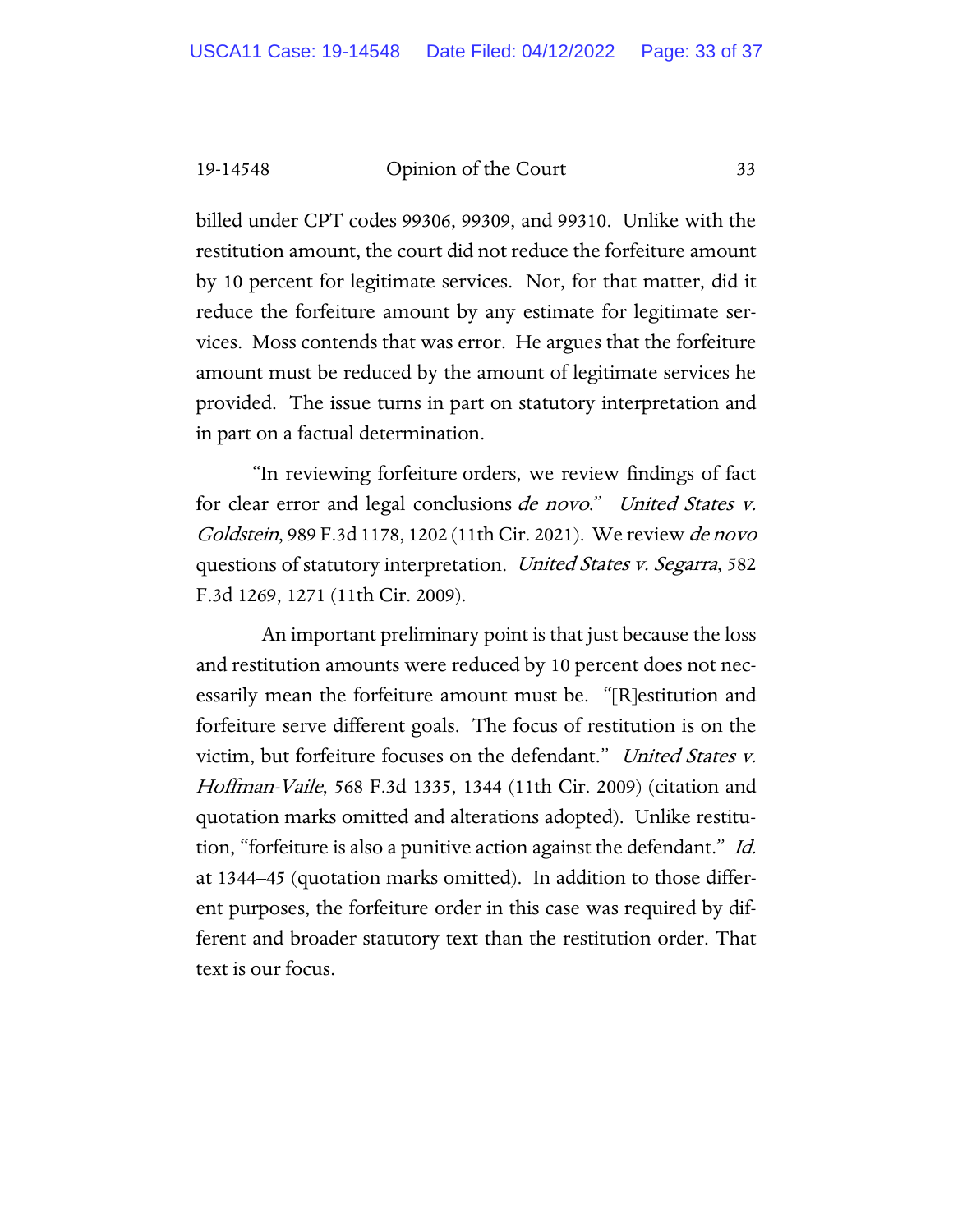billed under CPT codes 99306, 99309, and 99310. Unlike with the restitution amount, the court did not reduce the forfeiture amount by 10 percent for legitimate services. Nor, for that matter, did it reduce the forfeiture amount by any estimate for legitimate services. Moss contends that was error. He argues that the forfeiture amount must be reduced by the amount of legitimate services he provided. The issue turns in part on statutory interpretation and in part on a factual determination.

"In reviewing forfeiture orders, we review findings of fact for clear error and legal conclusions *de novo*." *United States v. Goldstein*, 989 F.3d 1178, 1202 (11th Cir. 2021). We review *de novo* questions of statutory interpretation. *United States v. Segarra*, 582 F.3d 1269, 1271 (11th Cir. 2009).

An important preliminary point is that just because the loss and restitution amounts were reduced by 10 percent does not necessarily mean the forfeiture amount must be. "[R]estitution and forfeiture serve different goals. The focus of restitution is on the victim, but forfeiture focuses on the defendant." *United States v. Hoffman-Vaile*, 568 F.3d 1335, 1344 (11th Cir. 2009) (citation and quotation marks omitted and alterations adopted). Unlike restitution, "forfeiture is also a punitive action against the defendant." *Id.* at 1344–45 (quotation marks omitted). In addition to those different purposes, the forfeiture order in this case was required by different and broader statutory text than the restitution order. That text is our focus.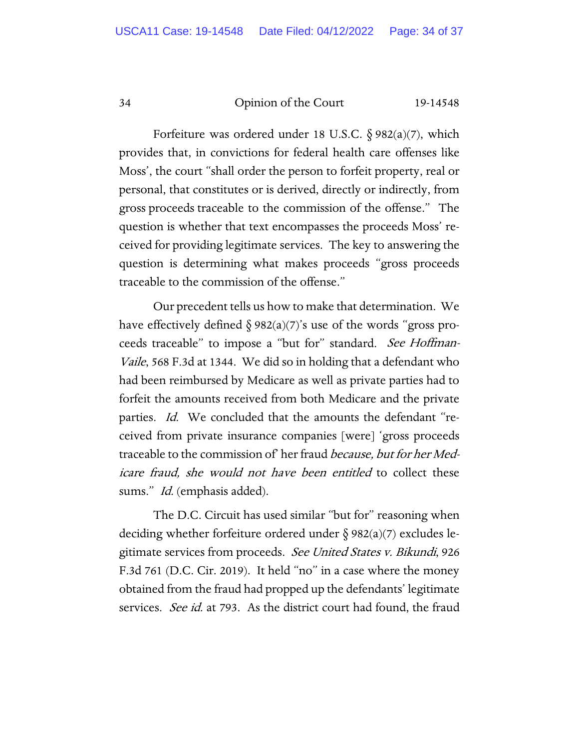Forfeiture was ordered under 18 U.S.C. § 982(a)(7), which provides that, in convictions for federal health care offenses like Moss', the court "shall order the person to forfeit property, real or personal, that constitutes or is derived, directly or indirectly, from gross proceeds traceable to the commission of the offense." The question is whether that text encompasses the proceeds Moss' received for providing legitimate services. The key to answering the question is determining what makes proceeds "gross proceeds traceable to the commission of the offense."

Our precedent tells us how to make that determination. We have effectively defined § 982(a)(7)'s use of the words "gross proceeds traceable" to impose a "but for" standard. *See Hoffman-Vaile*, 568 F.3d at 1344. We did so in holding that a defendant who had been reimbursed by Medicare as well as private parties had to forfeit the amounts received from both Medicare and the private parties. *Id.* We concluded that the amounts the defendant "received from private insurance companies [were] 'gross proceeds traceable to the commission of' her fraud *because, but for her Medicare fraud, she would not have been entitled* to collect these sums." *Id.* (emphasis added).

The D.C. Circuit has used similar "but for" reasoning when deciding whether forfeiture ordered under § 982(a)(7) excludes legitimate services from proceeds. *See United States v. Bikundi*, 926 F.3d 761 (D.C. Cir. 2019). It held "no" in a case where the money obtained from the fraud had propped up the defendants' legitimate services. *See id.* at 793. As the district court had found, the fraud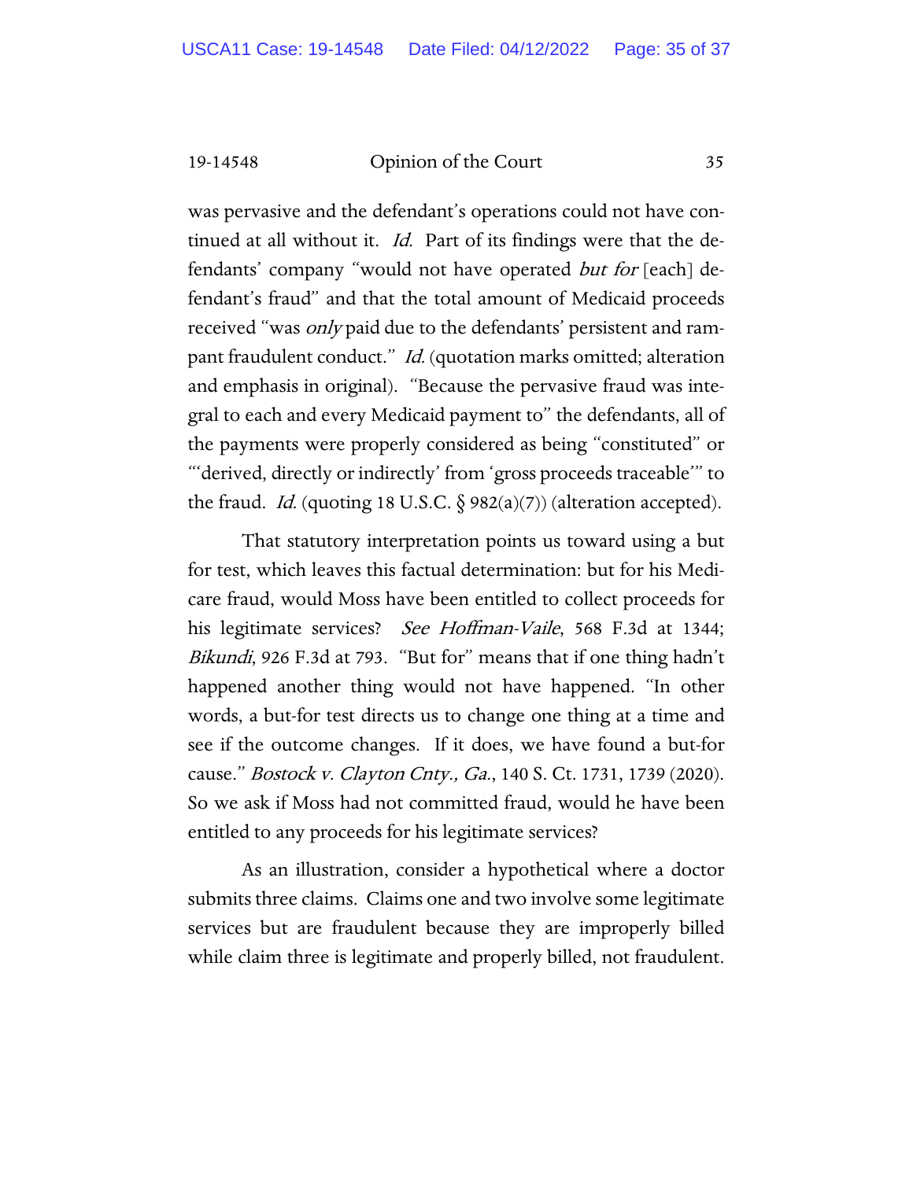was pervasive and the defendant's operations could not have continued at all without it. *Id.* Part of its findings were that the defendants' company "would not have operated *but for* [each] defendant's fraud" and that the total amount of Medicaid proceeds received "was *only* paid due to the defendants' persistent and rampant fraudulent conduct." *Id.* (quotation marks omitted; alteration and emphasis in original). "Because the pervasive fraud was integral to each and every Medicaid payment to" the defendants, all of the payments were properly considered as being "constituted" or "'derived, directly or indirectly' from 'gross proceeds traceable'" to the fraud. *Id.* (quoting 18 U.S.C. § 982(a)(7)) (alteration accepted).

That statutory interpretation points us toward using a but for test, which leaves this factual determination: but for his Medicare fraud, would Moss have been entitled to collect proceeds for his legitimate services? *See Hoffman-Vaile*, 568 F.3d at 1344; *Bikundi*, 926 F.3d at 793. "But for" means that if one thing hadn't happened another thing would not have happened. "In other words, a but-for test directs us to change one thing at a time and see if the outcome changes. If it does, we have found a but-for cause." *Bostock v. Clayton Cnty., Ga.*, 140 S. Ct. 1731, 1739 (2020). So we ask if Moss had not committed fraud, would he have been entitled to any proceeds for his legitimate services?

As an illustration, consider a hypothetical where a doctor submits three claims. Claims one and two involve some legitimate services but are fraudulent because they are improperly billed while claim three is legitimate and properly billed, not fraudulent.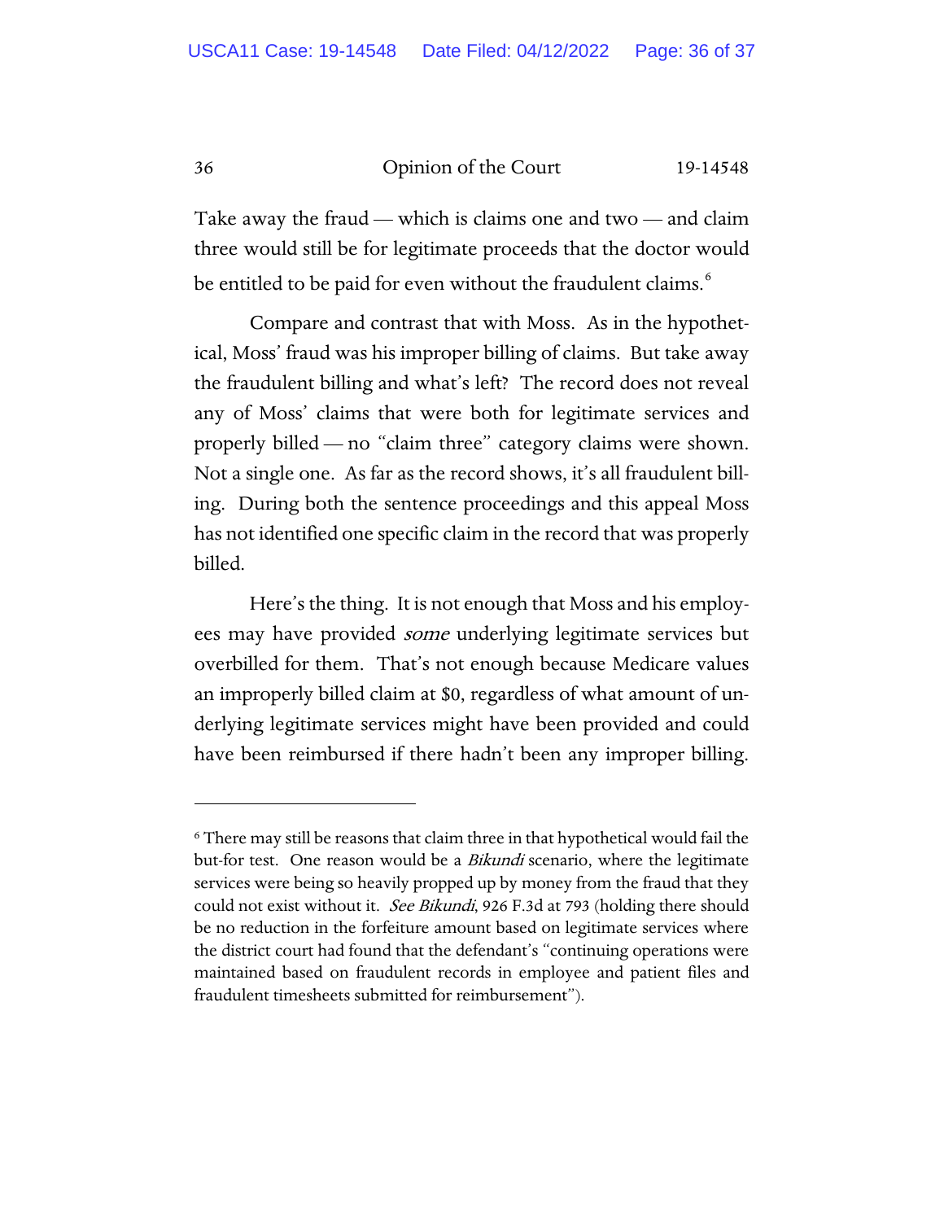Take away the fraud — which is claims one and two — and claim three would still be for legitimate proceeds that the doctor would be entitled to be paid for even without the fraudulent claims.[6]

Compare and contrast that with Moss. As in the hypothetical, Moss' fraud was his improper billing of claims. But take away the fraudulent billing and what's left? The record does not reveal any of Moss' claims that were both for legitimate services and properly billed — no "claim three" category claims were shown. Not a single one. As far as the record shows, it's all fraudulent billing. During both the sentence proceedings and this appeal Moss has not identified one specific claim in the record that was properly billed.

Here's the thing. It is not enough that Moss and his employees may have provided *some* underlying legitimate services but overbilled for them. That's not enough because Medicare values an improperly billed claim at $0, regardless of what amount of underlying legitimate services might have been provided and could have been reimbursed if there hadn't been any improper billing.

---

[6] There may still be reasons that claim three in that hypothetical would fail the but-for test. One reason would be a *Bikundi* scenario, where the legitimate services were being so heavily propped up by money from the fraud that they could not exist without it. *See Bikundi*, 926 F.3d at 793 (holding there should be no reduction in the forfeiture amount based on legitimate services where the district court had found that the defendant's "continuing operations were maintained based on fraudulent records in employee and patient files and fraudulent timesheets submitted for reimbursement").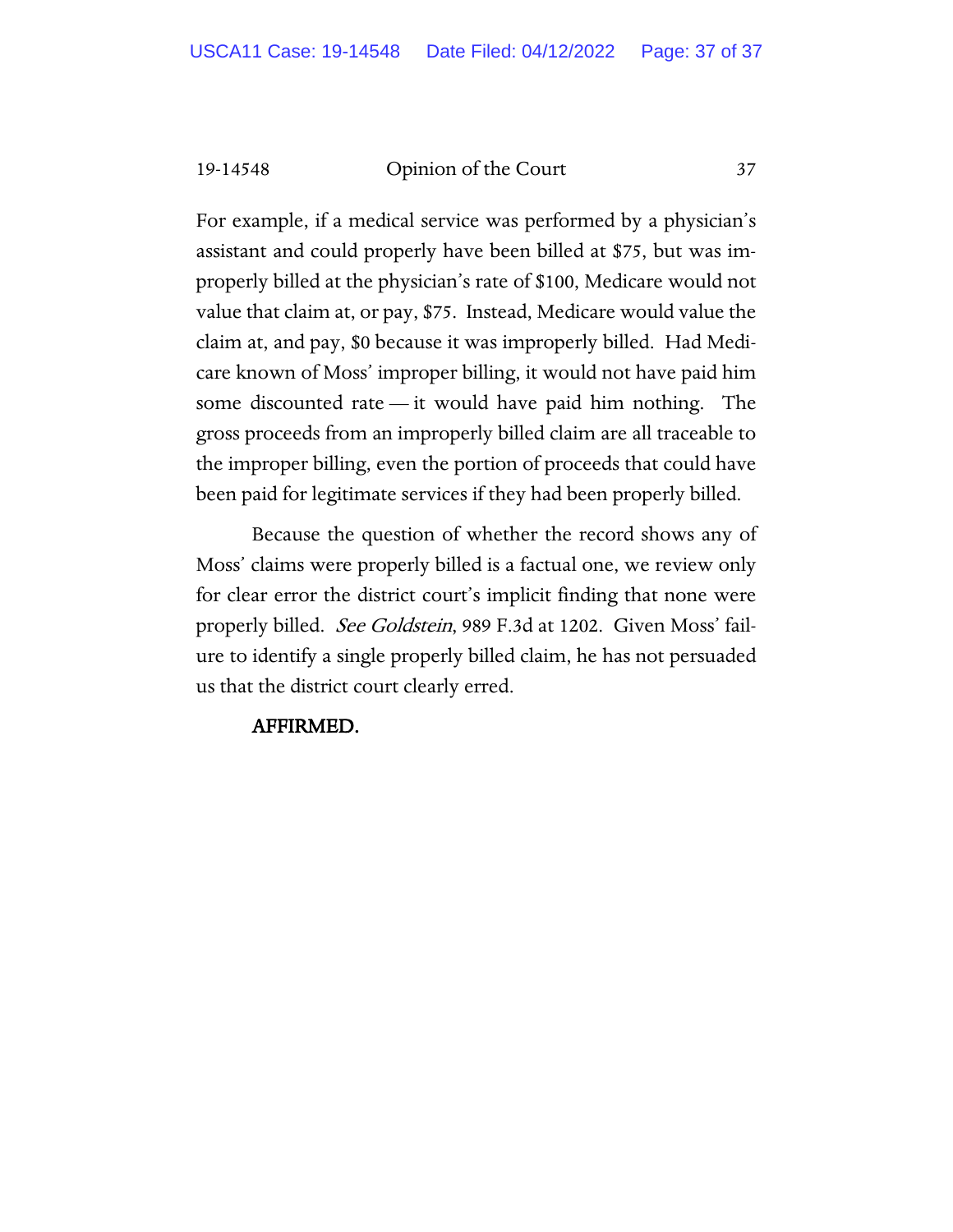For example, if a medical service was performed by a physician's assistant and could properly have been billed at $75, but was improperly billed at the physician's rate of $100, Medicare would not value that claim at, or pay, $75. Instead, Medicare would value the claim at, and pay, $0 because it was improperly billed. Had Medicare known of Moss' improper billing, it would not have paid him some discounted rate — it would have paid him nothing. The gross proceeds from an improperly billed claim are all traceable to the improper billing, even the portion of proceeds that could have been paid for legitimate services if they had been properly billed.

Because the question of whether the record shows any of Moss' claims were properly billed is a factual one, we review only for clear error the district court's implicit finding that none were properly billed. *See Goldstein*, 989 F.3d at 1202. Given Moss' failure to identify a single properly billed claim, he has not persuaded us that the district court clearly erred.

**AFFIRMED.**